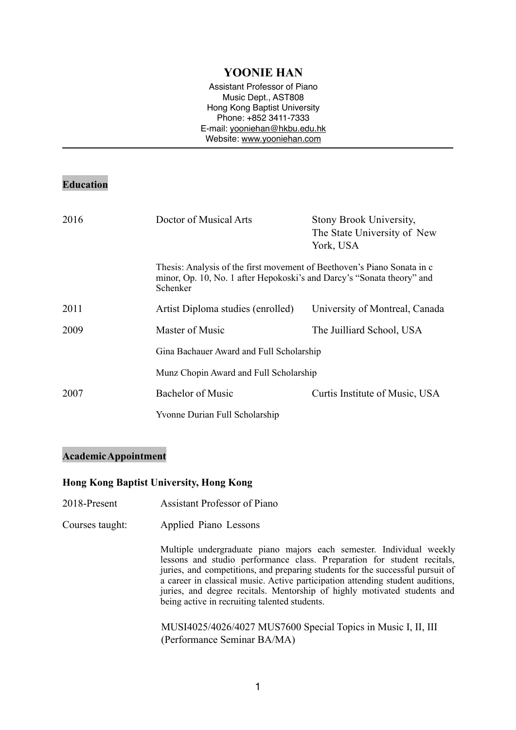# YOONIE HAN

Assistant Professor of Piano
Music Dept., AST808
Hong Kong Baptist University
Phone: +852 3411-7333
E-mail: yooniehan@hkbu.edu.hk
Website: www.yooniehan.com

---

## Education

| | | |
|---|---|---|
| 2016 | Doctor of Musical Arts | Stony Brook University, The State University of New York, USA |
| | Thesis: Analysis of the first movement of Beethoven's Piano Sonata in c minor, Op. 10, No. 1 after Hepokoski's and Darcy's "Sonata theory" and Schenker | |
| 2011 | Artist Diploma studies (enrolled) | University of Montreal, Canada |
| 2009 | Master of Music | The Juilliard School, USA |
| | Gina Bachauer Award and Full Scholarship | |
| | Munz Chopin Award and Full Scholarship | |
| 2007 | Bachelor of Music | Curtis Institute of Music, USA |
| | Yvonne Durian Full Scholarship | |

## Academic Appointment

### Hong Kong Baptist University, Hong Kong

2018-Present — Assistant Professor of Piano

Courses taught: Applied Piano Lessons

Multiple undergraduate piano majors each semester. Individual weekly lessons and studio performance class. Preparation for student recitals, juries, and competitions, and preparing students for the successful pursuit of a career in classical music. Active participation attending student auditions, juries, and degree recitals. Mentorship of highly motivated students and being active in recruiting talented students.

MUSI4025/4026/4027 MUS7600 Special Topics in Music I, II, III (Performance Seminar BA/MA)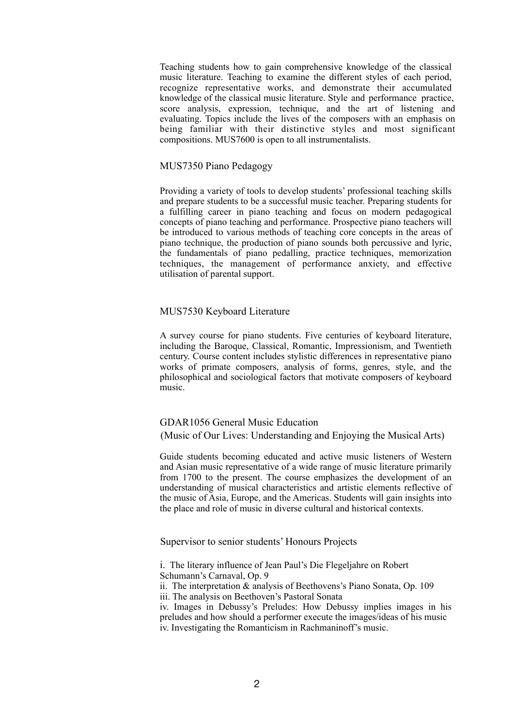Teaching students how to gain comprehensive knowledge of the classical music literature. Teaching to examine the different styles of each period, recognize representative works, and demonstrate their accumulated knowledge of the classical music literature. Style and performance practice, score analysis, expression, technique, and the art of listening and evaluating. Topics include the lives of the composers with an emphasis on being familiar with their distinctive styles and most significant compositions. MUS7600 is open to all instrumentalists.

### MUS7350 Piano Pedagogy

Providing a variety of tools to develop students' professional teaching skills and prepare students to be a successful music teacher. Preparing students for a fulfilling career in piano teaching and focus on modern pedagogical concepts of piano teaching and performance. Prospective piano teachers will be introduced to various methods of teaching core concepts in the areas of piano technique, the production of piano sounds both percussive and lyric, the fundamentals of piano pedalling, practice techniques, memorization techniques, the management of performance anxiety, and effective utilisation of parental support.

### MUS7530 Keyboard Literature

A survey course for piano students. Five centuries of keyboard literature, including the Baroque, Classical, Romantic, Impressionism, and Twentieth century. Course content includes stylistic differences in representative piano works of primate composers, analysis of forms, genres, style, and the philosophical and sociological factors that motivate composers of keyboard music.

### GDAR1056 General Music Education
### (Music of Our Lives: Understanding and Enjoying the Musical Arts)

Guide students becoming educated and active music listeners of Western and Asian music representative of a wide range of music literature primarily from 1700 to the present. The course emphasizes the development of an understanding of musical characteristics and artistic elements reflective of the music of Asia, Europe, and the Americas. Students will gain insights into the place and role of music in diverse cultural and historical contexts.

### Supervisor to senior students' Honours Projects

i. The literary influence of Jean Paul's Die Flegeljahre on Robert Schumann's Carnaval, Op. 9
ii. The interpretation & analysis of Beethovens's Piano Sonata, Op. 109
iii. The analysis on Beethoven's Pastoral Sonata
iv. Images in Debussy's Preludes: How Debussy implies images in his preludes and how should a performer execute the images/ideas of his music
iv. Investigating the Romanticism in Rachmaninoff's music.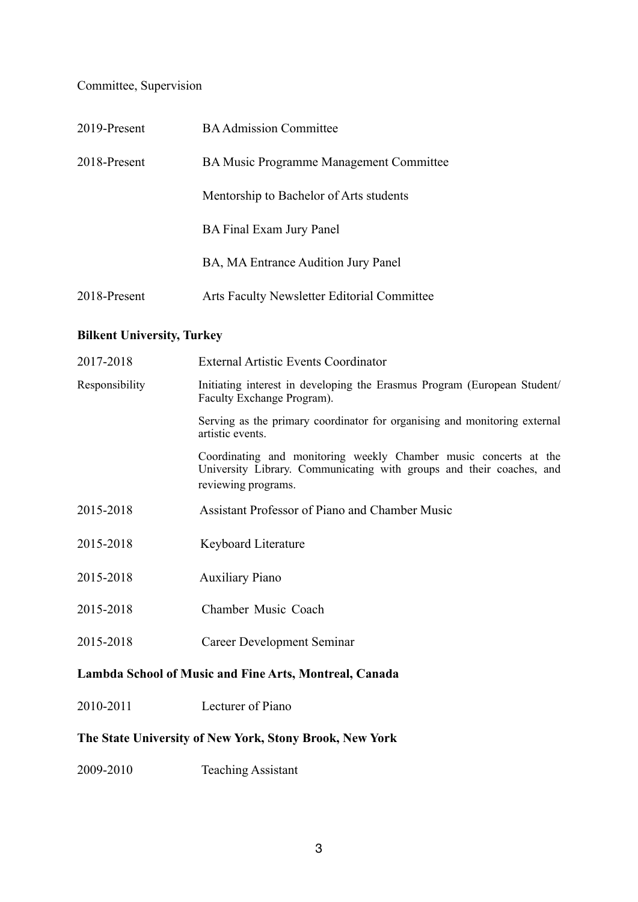Committee, Supervision

| | |
|---|---|
| 2019-Present | BA Admission Committee |
| 2018-Present | BA Music Programme Management Committee |
| | Mentorship to Bachelor of Arts students |
| | BA Final Exam Jury Panel |
| | BA, MA Entrance Audition Jury Panel |
| 2018-Present | Arts Faculty Newsletter Editorial Committee |

**Bilkent University, Turkey**

| | |
|---|---|
| 2017-2018 | External Artistic Events Coordinator |
| Responsibility | Initiating interest in developing the Erasmus Program (European Student/ Faculty Exchange Program). |
| | Serving as the primary coordinator for organising and monitoring external artistic events. |
| | Coordinating and monitoring weekly Chamber music concerts at the University Library. Communicating with groups and their coaches, and reviewing programs. |
| 2015-2018 | Assistant Professor of Piano and Chamber Music |
| 2015-2018 | Keyboard Literature |
| 2015-2018 | Auxiliary Piano |
| 2015-2018 | Chamber Music Coach |
| 2015-2018 | Career Development Seminar |

**Lambda School of Music and Fine Arts, Montreal, Canada**

| | |
|---|---|
| 2010-2011 | Lecturer of Piano |

**The State University of New York, Stony Brook, New York**

| | |
|---|---|
| 2009-2010 | Teaching Assistant |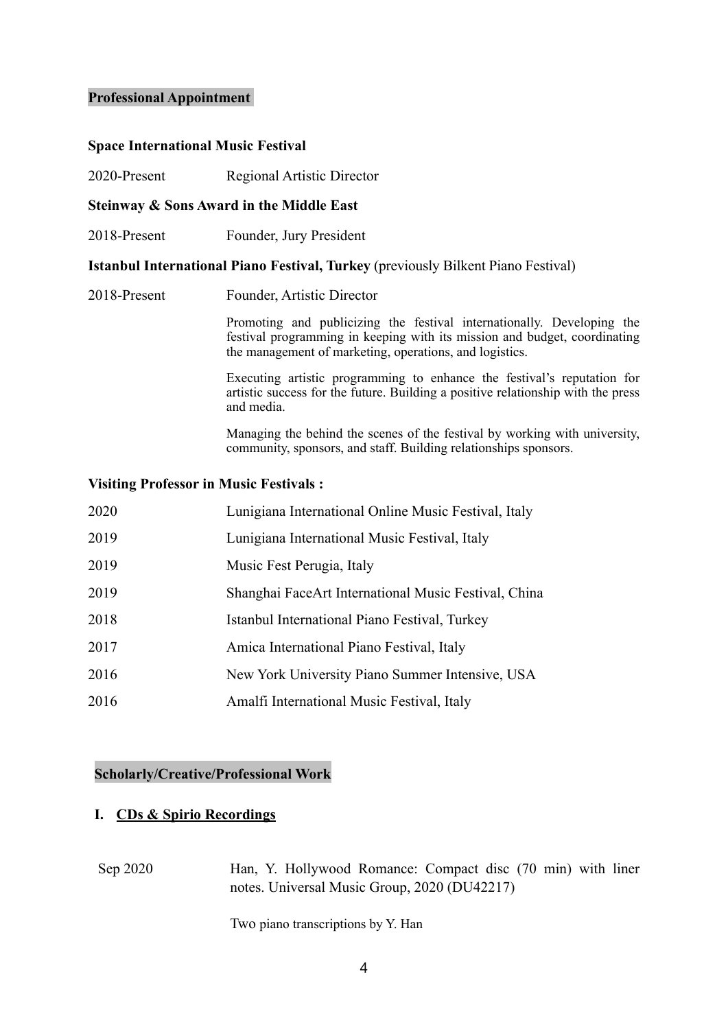## Professional Appointment

**Space International Music Festival**

2020-Present Regional Artistic Director

**Steinway & Sons Award in the Middle East**

2018-Present Founder, Jury President

**Istanbul International Piano Festival, Turkey** (previously Bilkent Piano Festival)

2018-Present Founder, Artistic Director

Promoting and publicizing the festival internationally. Developing the festival programming in keeping with its mission and budget, coordinating the management of marketing, operations, and logistics.

Executing artistic programming to enhance the festival's reputation for artistic success for the future. Building a positive relationship with the press and media.

Managing the behind the scenes of the festival by working with university, community, sponsors, and staff. Building relationships sponsors.

**Visiting Professor in Music Festivals :**

| | |
|---|---|
| 2020 | Lunigiana International Online Music Festival, Italy |
| 2019 | Lunigiana International Music Festival, Italy |
| 2019 | Music Fest Perugia, Italy |
| 2019 | Shanghai FaceArt International Music Festival, China |
| 2018 | Istanbul International Piano Festival, Turkey |
| 2017 | Amica International Piano Festival, Italy |
| 2016 | New York University Piano Summer Intensive, USA |
| 2016 | Amalfi International Music Festival, Italy |

## Scholarly/Creative/Professional Work

### I. CDs & Spirio Recordings

Sep 2020 Han, Y. Hollywood Romance: Compact disc (70 min) with liner notes. Universal Music Group, 2020 (DU42217)

Two piano transcriptions by Y. Han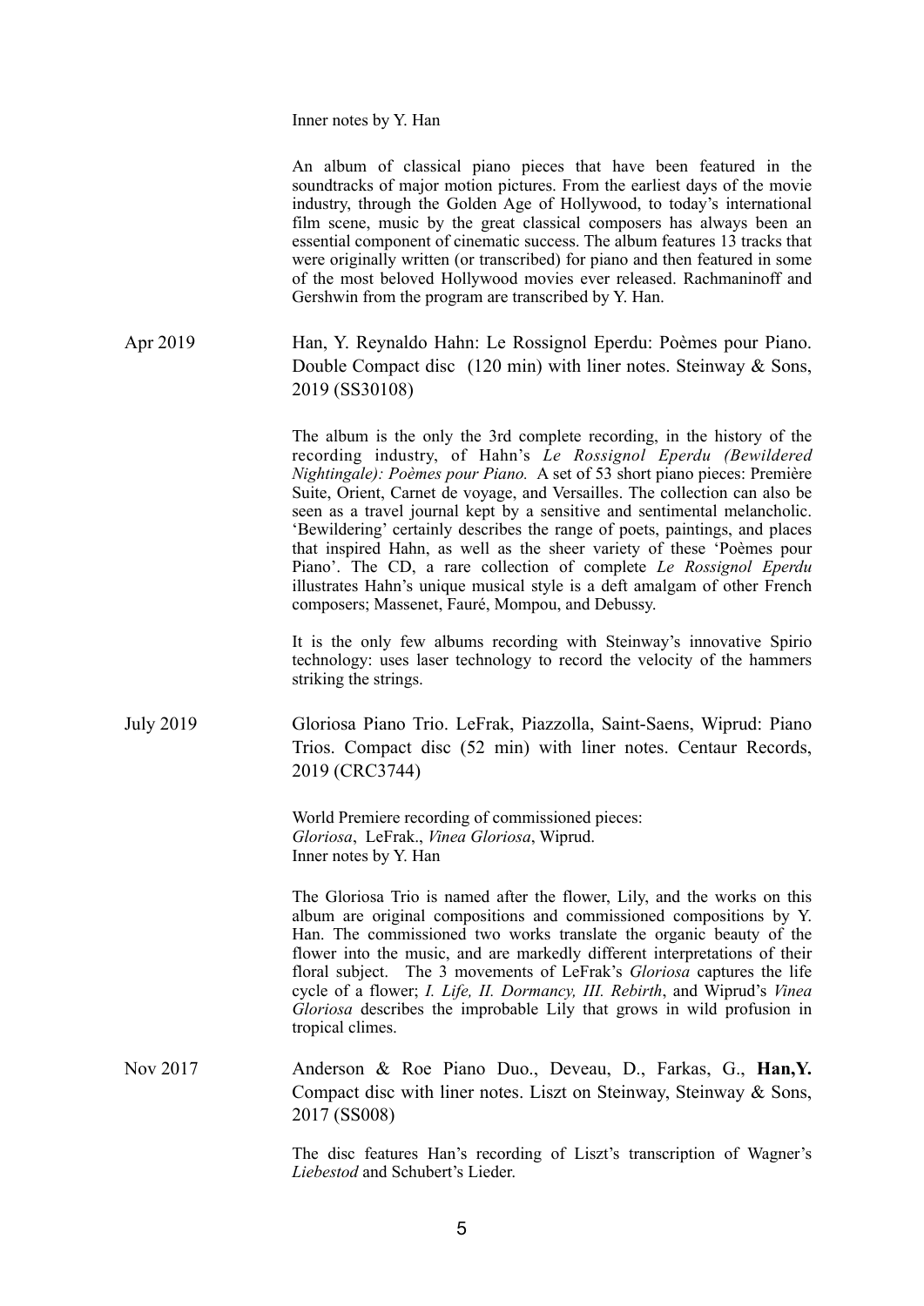Inner notes by Y. Han

An album of classical piano pieces that have been featured in the soundtracks of major motion pictures. From the earliest days of the movie industry, through the Golden Age of Hollywood, to today's international film scene, music by the great classical composers has always been an essential component of cinematic success. The album features 13 tracks that were originally written (or transcribed) for piano and then featured in some of the most beloved Hollywood movies ever released. Rachmaninoff and Gershwin from the program are transcribed by Y. Han.

Apr 2019 — Han, Y. Reynaldo Hahn: Le Rossignol Eperdu: Poèmes pour Piano. Double Compact disc (120 min) with liner notes. Steinway & Sons, 2019 (SS30108)

The album is the only the 3rd complete recording, in the history of the recording industry, of Hahn's *Le Rossignol Eperdu (Bewildered Nightingale): Poèmes pour Piano.* A set of 53 short piano pieces: Première Suite, Orient, Carnet de voyage, and Versailles. The collection can also be seen as a travel journal kept by a sensitive and sentimental melancholic. 'Bewildering' certainly describes the range of poets, paintings, and places that inspired Hahn, as well as the sheer variety of these 'Poèmes pour Piano'. The CD, a rare collection of complete *Le Rossignol Eperdu* illustrates Hahn's unique musical style is a deft amalgam of other French composers; Massenet, Fauré, Mompou, and Debussy.

It is the only few albums recording with Steinway's innovative Spirio technology: uses laser technology to record the velocity of the hammers striking the strings.

July 2019 — Gloriosa Piano Trio. LeFrak, Piazzolla, Saint-Saens, Wiprud: Piano Trios. Compact disc (52 min) with liner notes. Centaur Records, 2019 (CRC3744)

World Premiere recording of commissioned pieces:
*Gloriosa*, LeFrak., *Vinea Gloriosa*, Wiprud.
Inner notes by Y. Han

The Gloriosa Trio is named after the flower, Lily, and the works on this album are original compositions and commissioned compositions by Y. Han. The commissioned two works translate the organic beauty of the flower into the music, and are markedly different interpretations of their floral subject. The 3 movements of LeFrak's *Gloriosa* captures the life cycle of a flower; *I. Life, II. Dormancy, III. Rebirth*, and Wiprud's *Vinea Gloriosa* describes the improbable Lily that grows in wild profusion in tropical climes.

Nov 2017 — Anderson & Roe Piano Duo., Deveau, D., Farkas, G., **Han,Y.** Compact disc with liner notes. Liszt on Steinway, Steinway & Sons, 2017 (SS008)

The disc features Han's recording of Liszt's transcription of Wagner's *Liebestod* and Schubert's Lieder.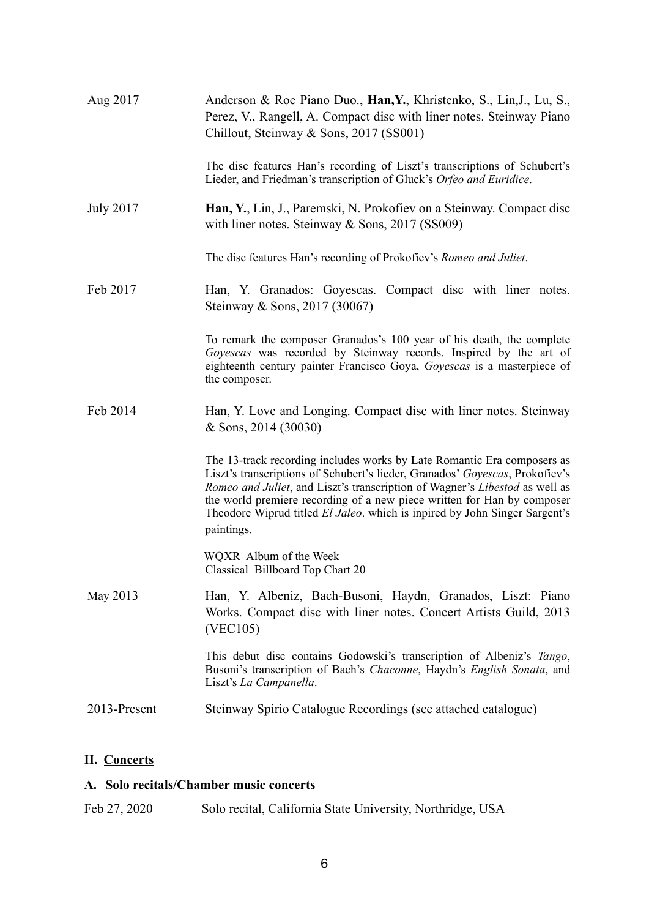Aug 2017 — Anderson & Roe Piano Duo., **Han,Y.**, Khristenko, S., Lin,J., Lu, S., Perez, V., Rangell, A. Compact disc with liner notes. Steinway Piano Chillout, Steinway & Sons, 2017 (SS001)

The disc features Han's recording of Liszt's transcriptions of Schubert's Lieder, and Friedman's transcription of Gluck's *Orfeo and Euridice*.

July 2017 — **Han, Y.**, Lin, J., Paremski, N. Prokofiev on a Steinway. Compact disc with liner notes. Steinway & Sons, 2017 (SS009)

The disc features Han's recording of Prokofiev's *Romeo and Juliet*.

Feb 2017 — Han, Y. Granados: Goyescas. Compact disc with liner notes. Steinway & Sons, 2017 (30067)

To remark the composer Granados's 100 year of his death, the complete *Goyescas* was recorded by Steinway records. Inspired by the art of eighteenth century painter Francisco Goya, *Goyescas* is a masterpiece of the composer.

Feb 2014 — Han, Y. Love and Longing. Compact disc with liner notes. Steinway & Sons, 2014 (30030)

The 13-track recording includes works by Late Romantic Era composers as Liszt's transcriptions of Schubert's lieder, Granados' *Goyescas*, Prokofiev's *Romeo and Juliet*, and Liszt's transcription of Wagner's *Libestod* as well as the world premiere recording of a new piece written for Han by composer Theodore Wiprud titled *El Jaleo*. which is inpired by John Singer Sargent's paintings.

WQXR Album of the Week
Classical Billboard Top Chart 20

May 2013 — Han, Y. Albeniz, Bach-Busoni, Haydn, Granados, Liszt: Piano Works. Compact disc with liner notes. Concert Artists Guild, 2013 (VEC105)

This debut disc contains Godowski's transcription of Albeniz's *Tango*, Busoni's transcription of Bach's *Chaconne*, Haydn's *English Sonata*, and Liszt's *La Campanella*.

2013-Present — Steinway Spirio Catalogue Recordings (see attached catalogue)

## II. Concerts

### A. Solo recitals/Chamber music concerts

Feb 27, 2020 — Solo recital, California State University, Northridge, USA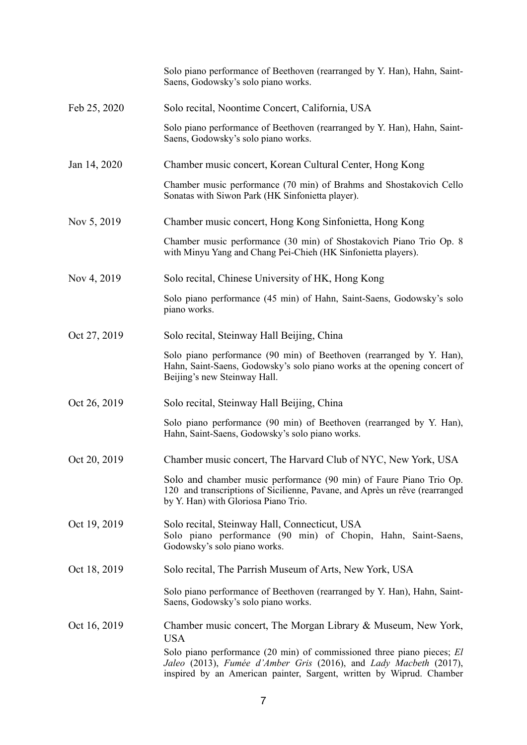Solo piano performance of Beethoven (rearranged by Y. Han), Hahn, Saint-Saens, Godowsky's solo piano works.

Feb 25, 2020 — Solo recital, Noontime Concert, California, USA

Solo piano performance of Beethoven (rearranged by Y. Han), Hahn, Saint-Saens, Godowsky's solo piano works.

Jan 14, 2020 — Chamber music concert, Korean Cultural Center, Hong Kong

Chamber music performance (70 min) of Brahms and Shostakovich Cello Sonatas with Siwon Park (HK Sinfonietta player).

Nov 5, 2019 — Chamber music concert, Hong Kong Sinfonietta, Hong Kong

Chamber music performance (30 min) of Shostakovich Piano Trio Op. 8 with Minyu Yang and Chang Pei-Chieh (HK Sinfonietta players).

Nov 4, 2019 — Solo recital, Chinese University of HK, Hong Kong

Solo piano performance (45 min) of Hahn, Saint-Saens, Godowsky's solo piano works.

Oct 27, 2019 — Solo recital, Steinway Hall Beijing, China

Solo piano performance (90 min) of Beethoven (rearranged by Y. Han), Hahn, Saint-Saens, Godowsky's solo piano works at the opening concert of Beijing's new Steinway Hall.

Oct 26, 2019 — Solo recital, Steinway Hall Beijing, China

Solo piano performance (90 min) of Beethoven (rearranged by Y. Han), Hahn, Saint-Saens, Godowsky's solo piano works.

Oct 20, 2019 — Chamber music concert, The Harvard Club of NYC, New York, USA

Solo and chamber music performance (90 min) of Faure Piano Trio Op. 120 and transcriptions of Sicilienne, Pavane, and Après un rêve (rearranged by Y. Han) with Gloriosa Piano Trio.

Oct 19, 2019 — Solo recital, Steinway Hall, Connecticut, USA

Solo piano performance (90 min) of Chopin, Hahn, Saint-Saens, Godowsky's solo piano works.

Oct 18, 2019 — Solo recital, The Parrish Museum of Arts, New York, USA

Solo piano performance of Beethoven (rearranged by Y. Han), Hahn, Saint-Saens, Godowsky's solo piano works.

Oct 16, 2019 — Chamber music concert, The Morgan Library & Museum, New York, USA

Solo piano performance (20 min) of commissioned three piano pieces; *El Jaleo* (2013), *Fumée d'Amber Gris* (2016), and *Lady Macbeth* (2017), inspired by an American painter, Sargent, written by Wiprud. Chamber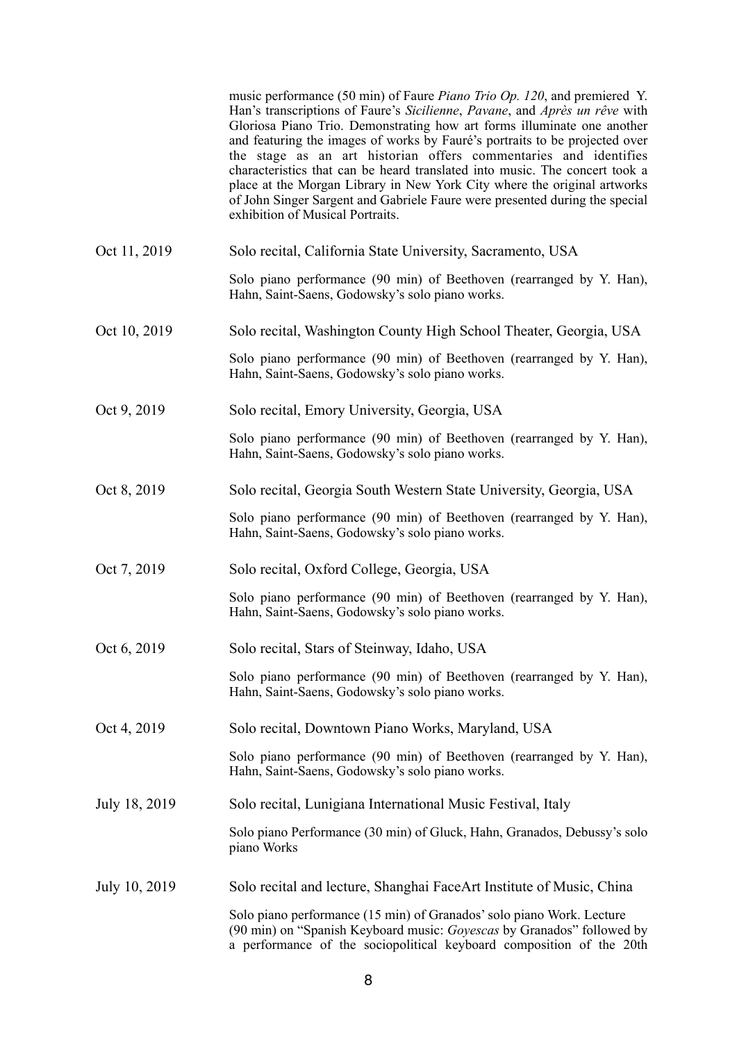music performance (50 min) of Faure *Piano Trio Op. 120*, and premiered Y. Han's transcriptions of Faure's *Sicilienne*, *Pavane*, and *Après un rêve* with Gloriosa Piano Trio. Demonstrating how art forms illuminate one another and featuring the images of works by Fauré's portraits to be projected over the stage as an art historian offers commentaries and identifies characteristics that can be heard translated into music. The concert took a place at the Morgan Library in New York City where the original artworks of John Singer Sargent and Gabriele Faure were presented during the special exhibition of Musical Portraits.

Oct 11, 2019 — Solo recital, California State University, Sacramento, USA

Solo piano performance (90 min) of Beethoven (rearranged by Y. Han), Hahn, Saint-Saens, Godowsky's solo piano works.

Oct 10, 2019 — Solo recital, Washington County High School Theater, Georgia, USA

Solo piano performance (90 min) of Beethoven (rearranged by Y. Han), Hahn, Saint-Saens, Godowsky's solo piano works.

Oct 9, 2019 — Solo recital, Emory University, Georgia, USA

Solo piano performance (90 min) of Beethoven (rearranged by Y. Han), Hahn, Saint-Saens, Godowsky's solo piano works.

Oct 8, 2019 — Solo recital, Georgia South Western State University, Georgia, USA

Solo piano performance (90 min) of Beethoven (rearranged by Y. Han), Hahn, Saint-Saens, Godowsky's solo piano works.

Oct 7, 2019 — Solo recital, Oxford College, Georgia, USA

Solo piano performance (90 min) of Beethoven (rearranged by Y. Han), Hahn, Saint-Saens, Godowsky's solo piano works.

Oct 6, 2019 — Solo recital, Stars of Steinway, Idaho, USA

Solo piano performance (90 min) of Beethoven (rearranged by Y. Han), Hahn, Saint-Saens, Godowsky's solo piano works.

Oct 4, 2019 — Solo recital, Downtown Piano Works, Maryland, USA

Solo piano performance (90 min) of Beethoven (rearranged by Y. Han), Hahn, Saint-Saens, Godowsky's solo piano works.

July 18, 2019 — Solo recital, Lunigiana International Music Festival, Italy

Solo piano Performance (30 min) of Gluck, Hahn, Granados, Debussy's solo piano Works

July 10, 2019 — Solo recital and lecture, Shanghai FaceArt Institute of Music, China

Solo piano performance (15 min) of Granados' solo piano Work. Lecture (90 min) on "Spanish Keyboard music: *Goyescas* by Granados" followed by a performance of the sociopolitical keyboard composition of the 20th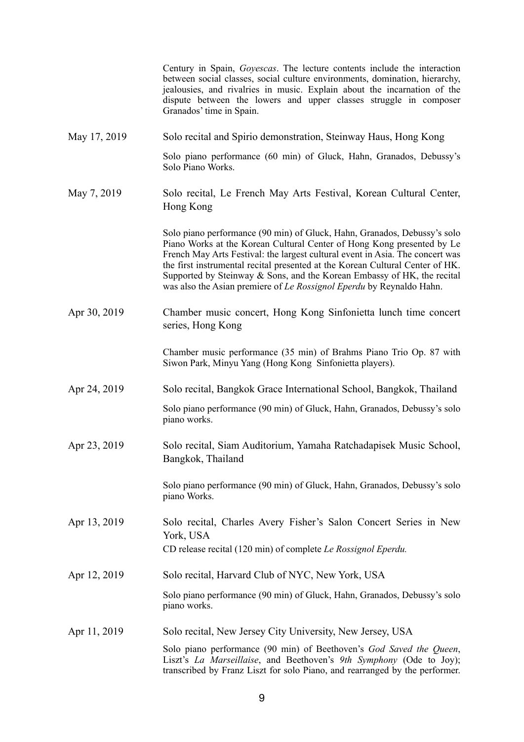Century in Spain, *Goyescas*. The lecture contents include the interaction between social classes, social culture environments, domination, hierarchy, jealousies, and rivalries in music. Explain about the incarnation of the dispute between the lowers and upper classes struggle in composer Granados' time in Spain.

May 17, 2019 — Solo recital and Spirio demonstration, Steinway Haus, Hong Kong

Solo piano performance (60 min) of Gluck, Hahn, Granados, Debussy's Solo Piano Works.

May 7, 2019 — Solo recital, Le French May Arts Festival, Korean Cultural Center, Hong Kong

Solo piano performance (90 min) of Gluck, Hahn, Granados, Debussy's solo Piano Works at the Korean Cultural Center of Hong Kong presented by Le French May Arts Festival: the largest cultural event in Asia. The concert was the first instrumental recital presented at the Korean Cultural Center of HK. Supported by Steinway & Sons, and the Korean Embassy of HK, the recital was also the Asian premiere of *Le Rossignol Eperdu* by Reynaldo Hahn.

Apr 30, 2019 — Chamber music concert, Hong Kong Sinfonietta lunch time concert series, Hong Kong

Chamber music performance (35 min) of Brahms Piano Trio Op. 87 with Siwon Park, Minyu Yang (Hong Kong Sinfonietta players).

Apr 24, 2019 — Solo recital, Bangkok Grace International School, Bangkok, Thailand

Solo piano performance (90 min) of Gluck, Hahn, Granados, Debussy's solo piano works.

Apr 23, 2019 — Solo recital, Siam Auditorium, Yamaha Ratchadapisek Music School, Bangkok, Thailand

Solo piano performance (90 min) of Gluck, Hahn, Granados, Debussy's solo piano Works.

Apr 13, 2019 — Solo recital, Charles Avery Fisher's Salon Concert Series in New York, USA

CD release recital (120 min) of complete *Le Rossignol Eperdu.*

Apr 12, 2019 — Solo recital, Harvard Club of NYC, New York, USA

Solo piano performance (90 min) of Gluck, Hahn, Granados, Debussy's solo piano works.

Apr 11, 2019 — Solo recital, New Jersey City University, New Jersey, USA

Solo piano performance (90 min) of Beethoven's *God Saved the Queen*, Liszt's *La Marseillaise*, and Beethoven's *9th Symphony* (Ode to Joy); transcribed by Franz Liszt for solo Piano, and rearranged by the performer.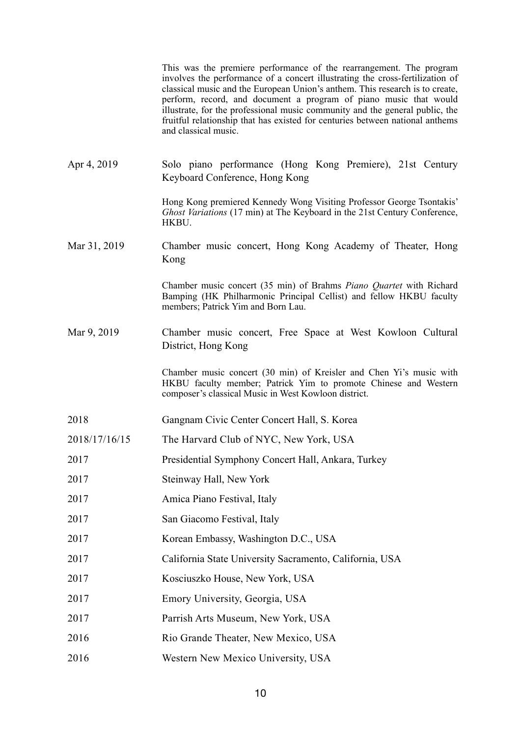This was the premiere performance of the rearrangement. The program involves the performance of a concert illustrating the cross-fertilization of classical music and the European Union's anthem. This research is to create, perform, record, and document a program of piano music that would illustrate, for the professional music community and the general public, the fruitful relationship that has existed for centuries between national anthems and classical music.

Apr 4, 2019 — Solo piano performance (Hong Kong Premiere), 21st Century Keyboard Conference, Hong Kong

Hong Kong premiered Kennedy Wong Visiting Professor George Tsontakis' *Ghost Variations* (17 min) at The Keyboard in the 21st Century Conference, HKBU.

Mar 31, 2019 — Chamber music concert, Hong Kong Academy of Theater, Hong Kong

Chamber music concert (35 min) of Brahms *Piano Quartet* with Richard Bamping (HK Philharmonic Principal Cellist) and fellow HKBU faculty members; Patrick Yim and Born Lau.

Mar 9, 2019 — Chamber music concert, Free Space at West Kowloon Cultural District, Hong Kong

Chamber music concert (30 min) of Kreisler and Chen Yi's music with HKBU faculty member; Patrick Yim to promote Chinese and Western composer's classical Music in West Kowloon district.

| | |
|---|---|
| 2018 | Gangnam Civic Center Concert Hall, S. Korea |
| 2018/17/16/15 | The Harvard Club of NYC, New York, USA |
| 2017 | Presidential Symphony Concert Hall, Ankara, Turkey |
| 2017 | Steinway Hall, New York |
| 2017 | Amica Piano Festival, Italy |
| 2017 | San Giacomo Festival, Italy |
| 2017 | Korean Embassy, Washington D.C., USA |
| 2017 | California State University Sacramento, California, USA |
| 2017 | Kosciuszko House, New York, USA |
| 2017 | Emory University, Georgia, USA |
| 2017 | Parrish Arts Museum, New York, USA |
| 2016 | Rio Grande Theater, New Mexico, USA |
| 2016 | Western New Mexico University, USA |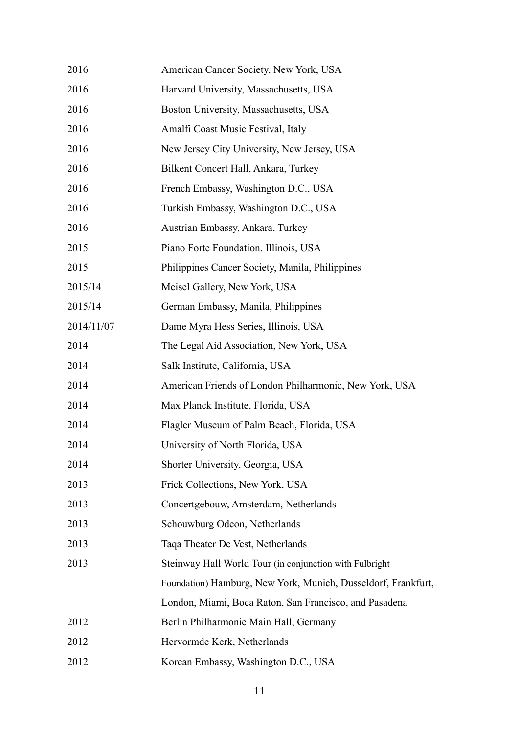| | |
|---|---|
| 2016 | American Cancer Society, New York, USA |
| 2016 | Harvard University, Massachusetts, USA |
| 2016 | Boston University, Massachusetts, USA |
| 2016 | Amalfi Coast Music Festival, Italy |
| 2016 | New Jersey City University, New Jersey, USA |
| 2016 | Bilkent Concert Hall, Ankara, Turkey |
| 2016 | French Embassy, Washington D.C., USA |
| 2016 | Turkish Embassy, Washington D.C., USA |
| 2016 | Austrian Embassy, Ankara, Turkey |
| 2015 | Piano Forte Foundation, Illinois, USA |
| 2015 | Philippines Cancer Society, Manila, Philippines |
| 2015/14 | Meisel Gallery, New York, USA |
| 2015/14 | German Embassy, Manila, Philippines |
| 2014/11/07 | Dame Myra Hess Series, Illinois, USA |
| 2014 | The Legal Aid Association, New York, USA |
| 2014 | Salk Institute, California, USA |
| 2014 | American Friends of London Philharmonic, New York, USA |
| 2014 | Max Planck Institute, Florida, USA |
| 2014 | Flagler Museum of Palm Beach, Florida, USA |
| 2014 | University of North Florida, USA |
| 2014 | Shorter University, Georgia, USA |
| 2013 | Frick Collections, New York, USA |
| 2013 | Concertgebouw, Amsterdam, Netherlands |
| 2013 | Schouwburg Odeon, Netherlands |
| 2013 | Taqa Theater De Vest, Netherlands |
| 2013 | Steinway Hall World Tour (in conjunction with Fulbright Foundation) Hamburg, New York, Munich, Dusseldorf, Frankfurt, London, Miami, Boca Raton, San Francisco, and Pasadena |
| 2012 | Berlin Philharmonie Main Hall, Germany |
| 2012 | Hervormde Kerk, Netherlands |
| 2012 | Korean Embassy, Washington D.C., USA |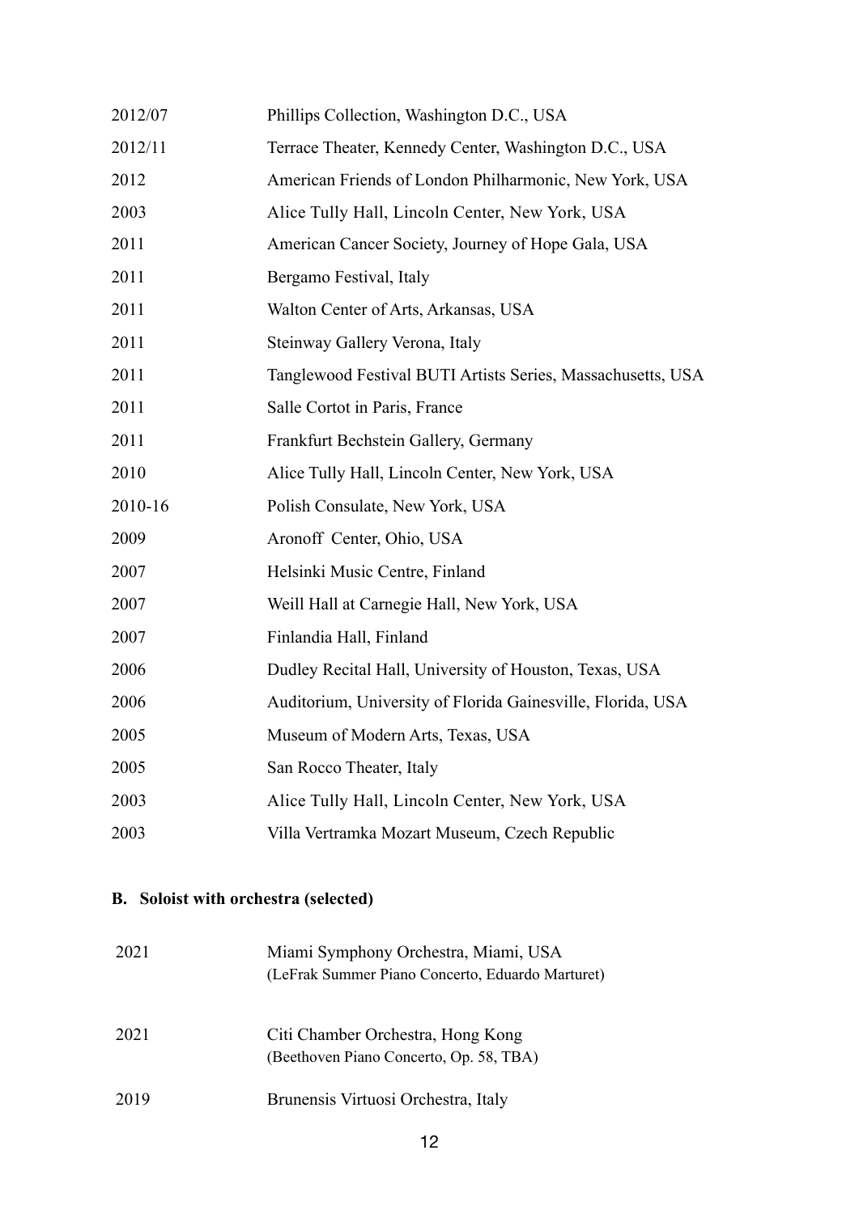| | |
|---|---|
| 2012/07 | Phillips Collection, Washington D.C., USA |
| 2012/11 | Terrace Theater, Kennedy Center, Washington D.C., USA |
| 2012 | American Friends of London Philharmonic, New York, USA |
| 2003 | Alice Tully Hall, Lincoln Center, New York, USA |
| 2011 | American Cancer Society, Journey of Hope Gala, USA |
| 2011 | Bergamo Festival, Italy |
| 2011 | Walton Center of Arts, Arkansas, USA |
| 2011 | Steinway Gallery Verona, Italy |
| 2011 | Tanglewood Festival BUTI Artists Series, Massachusetts, USA |
| 2011 | Salle Cortot in Paris, France |
| 2011 | Frankfurt Bechstein Gallery, Germany |
| 2010 | Alice Tully Hall, Lincoln Center, New York, USA |
| 2010-16 | Polish Consulate, New York, USA |
| 2009 | Aronoff Center, Ohio, USA |
| 2007 | Helsinki Music Centre, Finland |
| 2007 | Weill Hall at Carnegie Hall, New York, USA |
| 2007 | Finlandia Hall, Finland |
| 2006 | Dudley Recital Hall, University of Houston, Texas, USA |
| 2006 | Auditorium, University of Florida Gainesville, Florida, USA |
| 2005 | Museum of Modern Arts, Texas, USA |
| 2005 | San Rocco Theater, Italy |
| 2003 | Alice Tully Hall, Lincoln Center, New York, USA |
| 2003 | Villa Vertramka Mozart Museum, Czech Republic |

### B. Soloist with orchestra (selected)

| | |
|---|---|
| 2021 | Miami Symphony Orchestra, Miami, USA<br>(LeFrak Summer Piano Concerto, Eduardo Marturet) |
| 2021 | Citi Chamber Orchestra, Hong Kong<br>(Beethoven Piano Concerto, Op. 58, TBA) |
| 2019 | Brunensis Virtuosi Orchestra, Italy |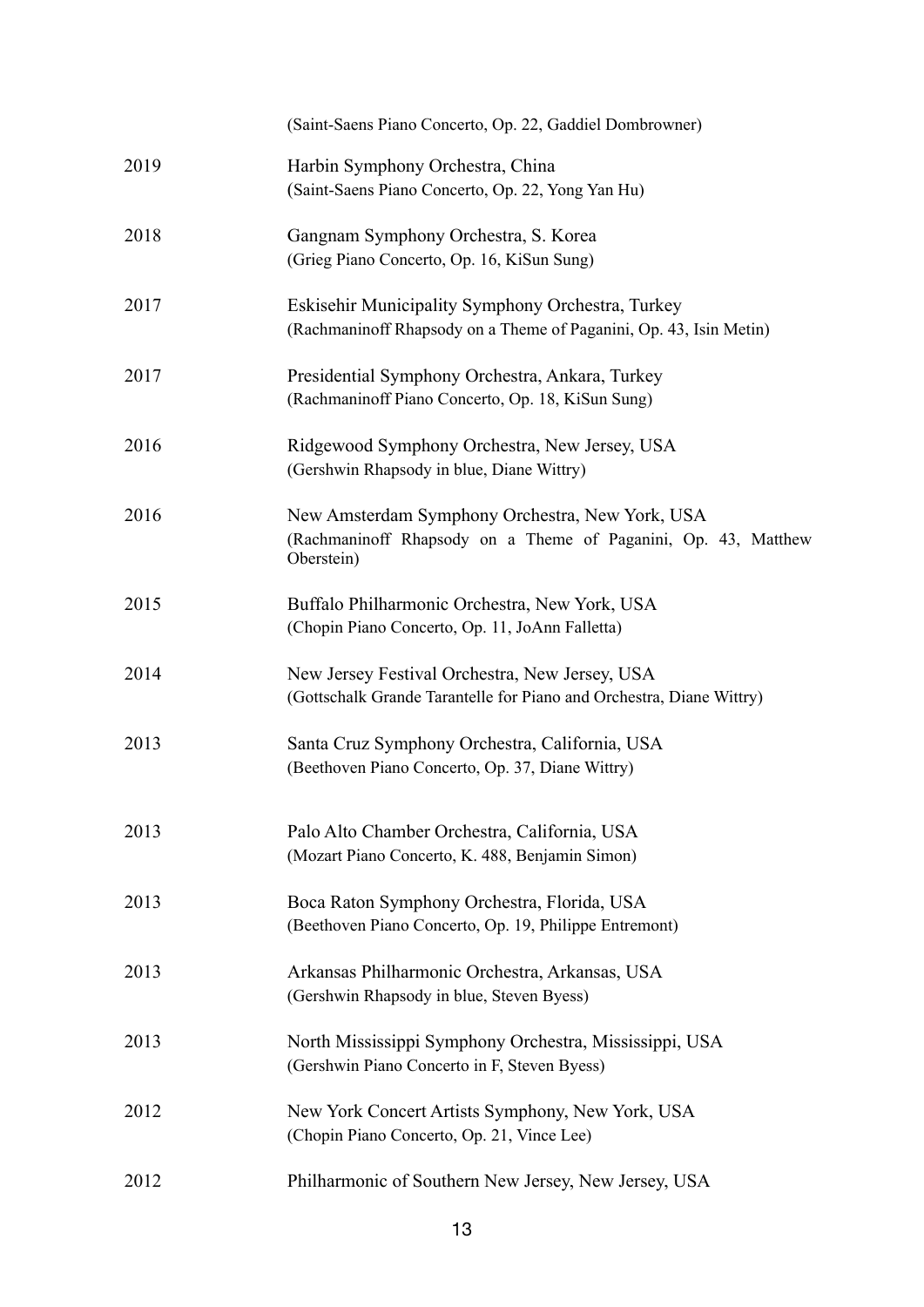(Saint-Saens Piano Concerto, Op. 22, Gaddiel Dombrowner)

2019 Harbin Symphony Orchestra, China
(Saint-Saens Piano Concerto, Op. 22, Yong Yan Hu)

2018 Gangnam Symphony Orchestra, S. Korea
(Grieg Piano Concerto, Op. 16, KiSun Sung)

2017 Eskisehir Municipality Symphony Orchestra, Turkey
(Rachmaninoff Rhapsody on a Theme of Paganini, Op. 43, Isin Metin)

2017 Presidential Symphony Orchestra, Ankara, Turkey
(Rachmaninoff Piano Concerto, Op. 18, KiSun Sung)

2016 Ridgewood Symphony Orchestra, New Jersey, USA
(Gershwin Rhapsody in blue, Diane Wittry)

2016 New Amsterdam Symphony Orchestra, New York, USA
(Rachmaninoff Rhapsody on a Theme of Paganini, Op. 43, Matthew Oberstein)

2015 Buffalo Philharmonic Orchestra, New York, USA
(Chopin Piano Concerto, Op. 11, JoAnn Falletta)

2014 New Jersey Festival Orchestra, New Jersey, USA
(Gottschalk Grande Tarantelle for Piano and Orchestra, Diane Wittry)

2013 Santa Cruz Symphony Orchestra, California, USA
(Beethoven Piano Concerto, Op. 37, Diane Wittry)

2013 Palo Alto Chamber Orchestra, California, USA
(Mozart Piano Concerto, K. 488, Benjamin Simon)

2013 Boca Raton Symphony Orchestra, Florida, USA
(Beethoven Piano Concerto, Op. 19, Philippe Entremont)

2013 Arkansas Philharmonic Orchestra, Arkansas, USA
(Gershwin Rhapsody in blue, Steven Byess)

2013 North Mississippi Symphony Orchestra, Mississippi, USA
(Gershwin Piano Concerto in F, Steven Byess)

2012 New York Concert Artists Symphony, New York, USA
(Chopin Piano Concerto, Op. 21, Vince Lee)

2012 Philharmonic of Southern New Jersey, New Jersey, USA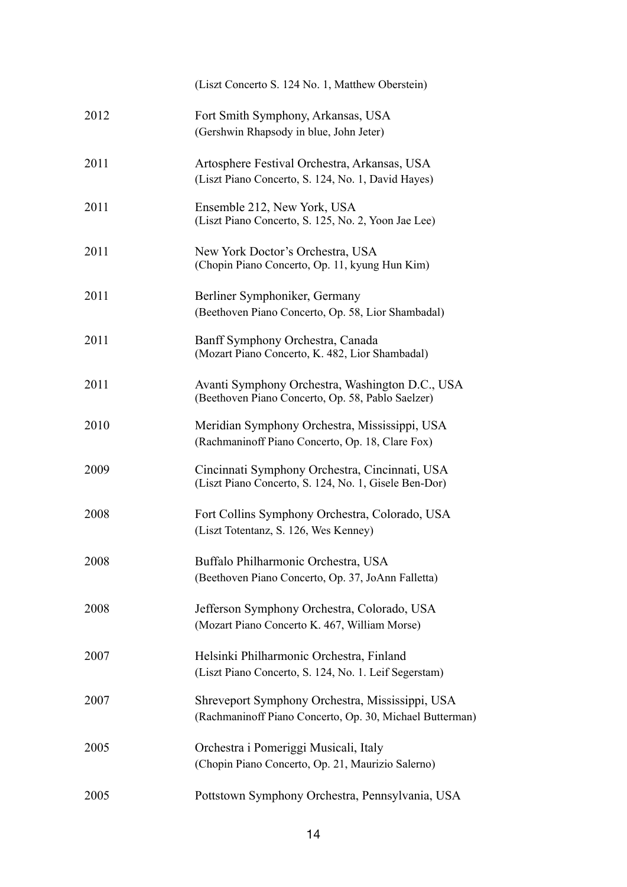(Liszt Concerto S. 124 No. 1, Matthew Oberstein)

2012 Fort Smith Symphony, Arkansas, USA
(Gershwin Rhapsody in blue, John Jeter)

2011 Artosphere Festival Orchestra, Arkansas, USA
(Liszt Piano Concerto, S. 124, No. 1, David Hayes)

2011 Ensemble 212, New York, USA
(Liszt Piano Concerto, S. 125, No. 2, Yoon Jae Lee)

2011 New York Doctor's Orchestra, USA
(Chopin Piano Concerto, Op. 11, kyung Hun Kim)

2011 Berliner Symphoniker, Germany
(Beethoven Piano Concerto, Op. 58, Lior Shambadal)

2011 Banff Symphony Orchestra, Canada
(Mozart Piano Concerto, K. 482, Lior Shambadal)

2011 Avanti Symphony Orchestra, Washington D.C., USA
(Beethoven Piano Concerto, Op. 58, Pablo Saelzer)

2010 Meridian Symphony Orchestra, Mississippi, USA
(Rachmaninoff Piano Concerto, Op. 18, Clare Fox)

2009 Cincinnati Symphony Orchestra, Cincinnati, USA
(Liszt Piano Concerto, S. 124, No. 1, Gisele Ben-Dor)

2008 Fort Collins Symphony Orchestra, Colorado, USA
(Liszt Totentanz, S. 126, Wes Kenney)

2008 Buffalo Philharmonic Orchestra, USA
(Beethoven Piano Concerto, Op. 37, JoAnn Falletta)

2008 Jefferson Symphony Orchestra, Colorado, USA
(Mozart Piano Concerto K. 467, William Morse)

2007 Helsinki Philharmonic Orchestra, Finland
(Liszt Piano Concerto, S. 124, No. 1. Leif Segerstam)

2007 Shreveport Symphony Orchestra, Mississippi, USA
(Rachmaninoff Piano Concerto, Op. 30, Michael Butterman)

2005 Orchestra i Pomeriggi Musicali, Italy
(Chopin Piano Concerto, Op. 21, Maurizio Salerno)

2005 Pottstown Symphony Orchestra, Pennsylvania, USA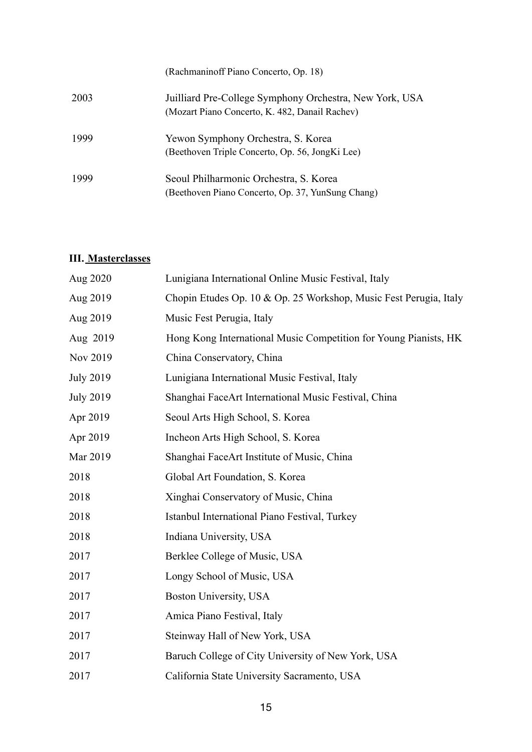(Rachmaninoff Piano Concerto, Op. 18)

| | |
|---|---|
| 2003 | Juilliard Pre-College Symphony Orchestra, New York, USA<br>(Mozart Piano Concerto, K. 482, Danail Rachev) |
| 1999 | Yewon Symphony Orchestra, S. Korea<br>(Beethoven Triple Concerto, Op. 56, JongKi Lee) |
| 1999 | Seoul Philharmonic Orchestra, S. Korea<br>(Beethoven Piano Concerto, Op. 37, YunSung Chang) |

### III. Masterclasses

| | |
|---|---|
| Aug 2020 | Lunigiana International Online Music Festival, Italy |
| Aug 2019 | Chopin Etudes Op. 10 & Op. 25 Workshop, Music Fest Perugia, Italy |
| Aug 2019 | Music Fest Perugia, Italy |
| Aug 2019 | Hong Kong International Music Competition for Young Pianists, HK |
| Nov 2019 | China Conservatory, China |
| July 2019 | Lunigiana International Music Festival, Italy |
| July 2019 | Shanghai FaceArt International Music Festival, China |
| Apr 2019 | Seoul Arts High School, S. Korea |
| Apr 2019 | Incheon Arts High School, S. Korea |
| Mar 2019 | Shanghai FaceArt Institute of Music, China |
| 2018 | Global Art Foundation, S. Korea |
| 2018 | Xinghai Conservatory of Music, China |
| 2018 | Istanbul International Piano Festival, Turkey |
| 2018 | Indiana University, USA |
| 2017 | Berklee College of Music, USA |
| 2017 | Longy School of Music, USA |
| 2017 | Boston University, USA |
| 2017 | Amica Piano Festival, Italy |
| 2017 | Steinway Hall of New York, USA |
| 2017 | Baruch College of City University of New York, USA |
| 2017 | California State University Sacramento, USA |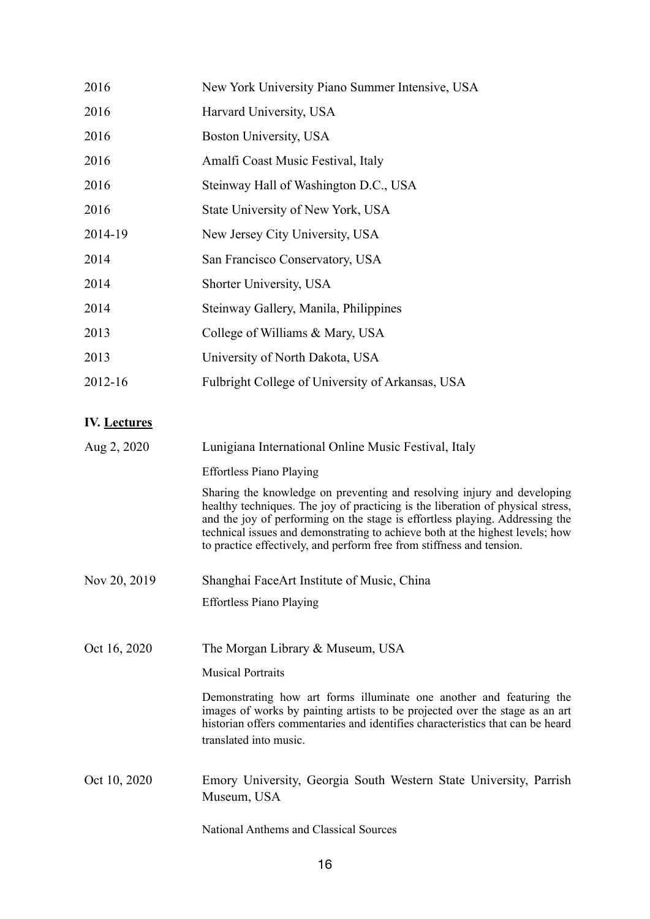| | |
|---|---|
| 2016 | New York University Piano Summer Intensive, USA |
| 2016 | Harvard University, USA |
| 2016 | Boston University, USA |
| 2016 | Amalfi Coast Music Festival, Italy |
| 2016 | Steinway Hall of Washington D.C., USA |
| 2016 | State University of New York, USA |
| 2014-19 | New Jersey City University, USA |
| 2014 | San Francisco Conservatory, USA |
| 2014 | Shorter University, USA |
| 2014 | Steinway Gallery, Manila, Philippines |
| 2013 | College of Williams & Mary, USA |
| 2013 | University of North Dakota, USA |
| 2012-16 | Fulbright College of University of Arkansas, USA |

### IV. Lectures

**Aug 2, 2020** — Lunigiana International Online Music Festival, Italy

Effortless Piano Playing

Sharing the knowledge on preventing and resolving injury and developing healthy techniques. The joy of practicing is the liberation of physical stress, and the joy of performing on the stage is effortless playing. Addressing the technical issues and demonstrating to achieve both at the highest levels; how to practice effectively, and perform free from stiffness and tension.

**Nov 20, 2019** — Shanghai FaceArt Institute of Music, China

Effortless Piano Playing

**Oct 16, 2020** — The Morgan Library & Museum, USA

Musical Portraits

Demonstrating how art forms illuminate one another and featuring the images of works by painting artists to be projected over the stage as an art historian offers commentaries and identifies characteristics that can be heard translated into music.

**Oct 10, 2020** — Emory University, Georgia South Western State University, Parrish Museum, USA

National Anthems and Classical Sources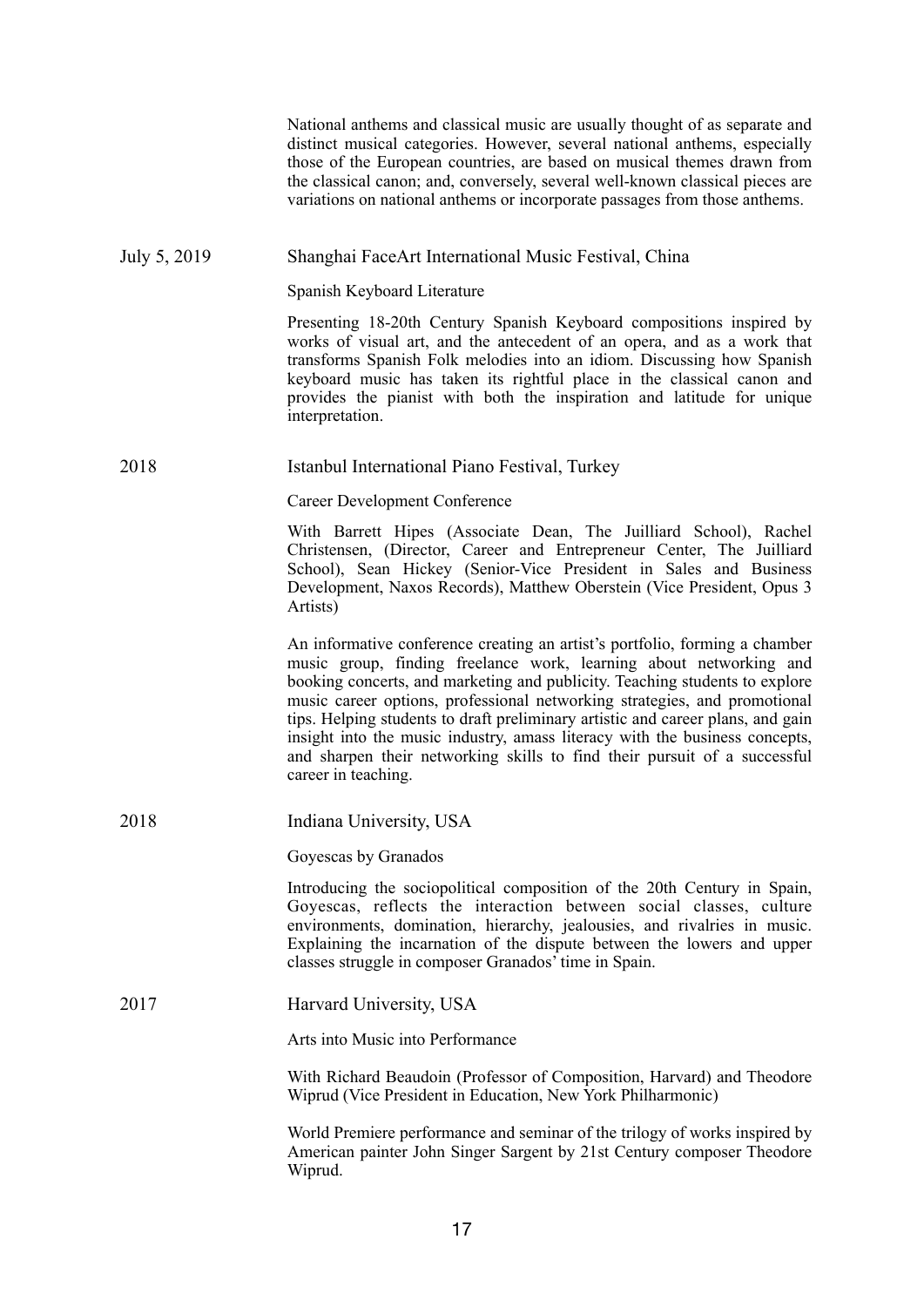National anthems and classical music are usually thought of as separate and distinct musical categories. However, several national anthems, especially those of the European countries, are based on musical themes drawn from the classical canon; and, conversely, several well-known classical pieces are variations on national anthems or incorporate passages from those anthems.

July 5, 2019 — Shanghai FaceArt International Music Festival, China

Spanish Keyboard Literature

Presenting 18-20th Century Spanish Keyboard compositions inspired by works of visual art, and the antecedent of an opera, and as a work that transforms Spanish Folk melodies into an idiom. Discussing how Spanish keyboard music has taken its rightful place in the classical canon and provides the pianist with both the inspiration and latitude for unique interpretation.

2018 — Istanbul International Piano Festival, Turkey

Career Development Conference

With Barrett Hipes (Associate Dean, The Juilliard School), Rachel Christensen, (Director, Career and Entrepreneur Center, The Juilliard School), Sean Hickey (Senior-Vice President in Sales and Business Development, Naxos Records), Matthew Oberstein (Vice President, Opus 3 Artists)

An informative conference creating an artist's portfolio, forming a chamber music group, finding freelance work, learning about networking and booking concerts, and marketing and publicity. Teaching students to explore music career options, professional networking strategies, and promotional tips. Helping students to draft preliminary artistic and career plans, and gain insight into the music industry, amass literacy with the business concepts, and sharpen their networking skills to find their pursuit of a successful career in teaching.

2018 — Indiana University, USA

Goyescas by Granados

Introducing the sociopolitical composition of the 20th Century in Spain, Goyescas, reflects the interaction between social classes, culture environments, domination, hierarchy, jealousies, and rivalries in music. Explaining the incarnation of the dispute between the lowers and upper classes struggle in composer Granados' time in Spain.

2017 — Harvard University, USA

Arts into Music into Performance

With Richard Beaudoin (Professor of Composition, Harvard) and Theodore Wiprud (Vice President in Education, New York Philharmonic)

World Premiere performance and seminar of the trilogy of works inspired by American painter John Singer Sargent by 21st Century composer Theodore Wiprud.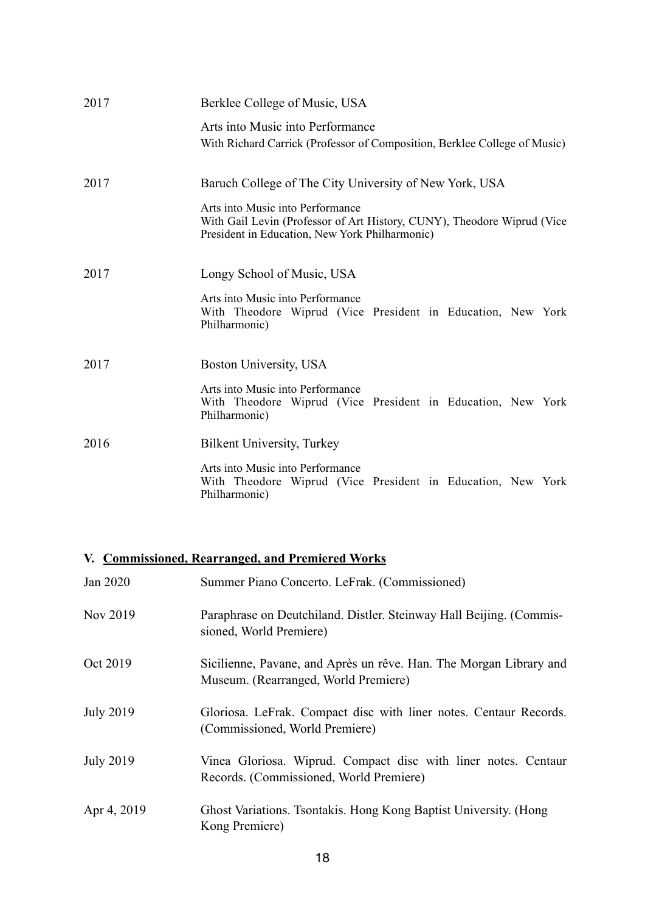2017 Berklee College of Music, USA

Arts into Music into Performance
With Richard Carrick (Professor of Composition, Berklee College of Music)

2017 Baruch College of The City University of New York, USA

Arts into Music into Performance
With Gail Levin (Professor of Art History, CUNY), Theodore Wiprud (Vice President in Education, New York Philharmonic)

2017 Longy School of Music, USA

Arts into Music into Performance
With Theodore Wiprud (Vice President in Education, New York Philharmonic)

2017 Boston University, USA

Arts into Music into Performance
With Theodore Wiprud (Vice President in Education, New York Philharmonic)

2016 Bilkent University, Turkey

Arts into Music into Performance
With Theodore Wiprud (Vice President in Education, New York Philharmonic)

## V. <u>Commissioned, Rearranged, and Premiered Works</u>

Jan 2020 Summer Piano Concerto. LeFrak. (Commissioned)

Nov 2019 Paraphrase on Deutchiland. Distler. Steinway Hall Beijing. (Commissioned, World Premiere)

Oct 2019 Sicilienne, Pavane, and Après un rêve. Han. The Morgan Library and Museum. (Rearranged, World Premiere)

July 2019 Gloriosa. LeFrak. Compact disc with liner notes. Centaur Records. (Commissioned, World Premiere)

July 2019 Vinea Gloriosa. Wiprud. Compact disc with liner notes. Centaur Records. (Commissioned, World Premiere)

Apr 4, 2019 Ghost Variations. Tsontakis. Hong Kong Baptist University. (Hong Kong Premiere)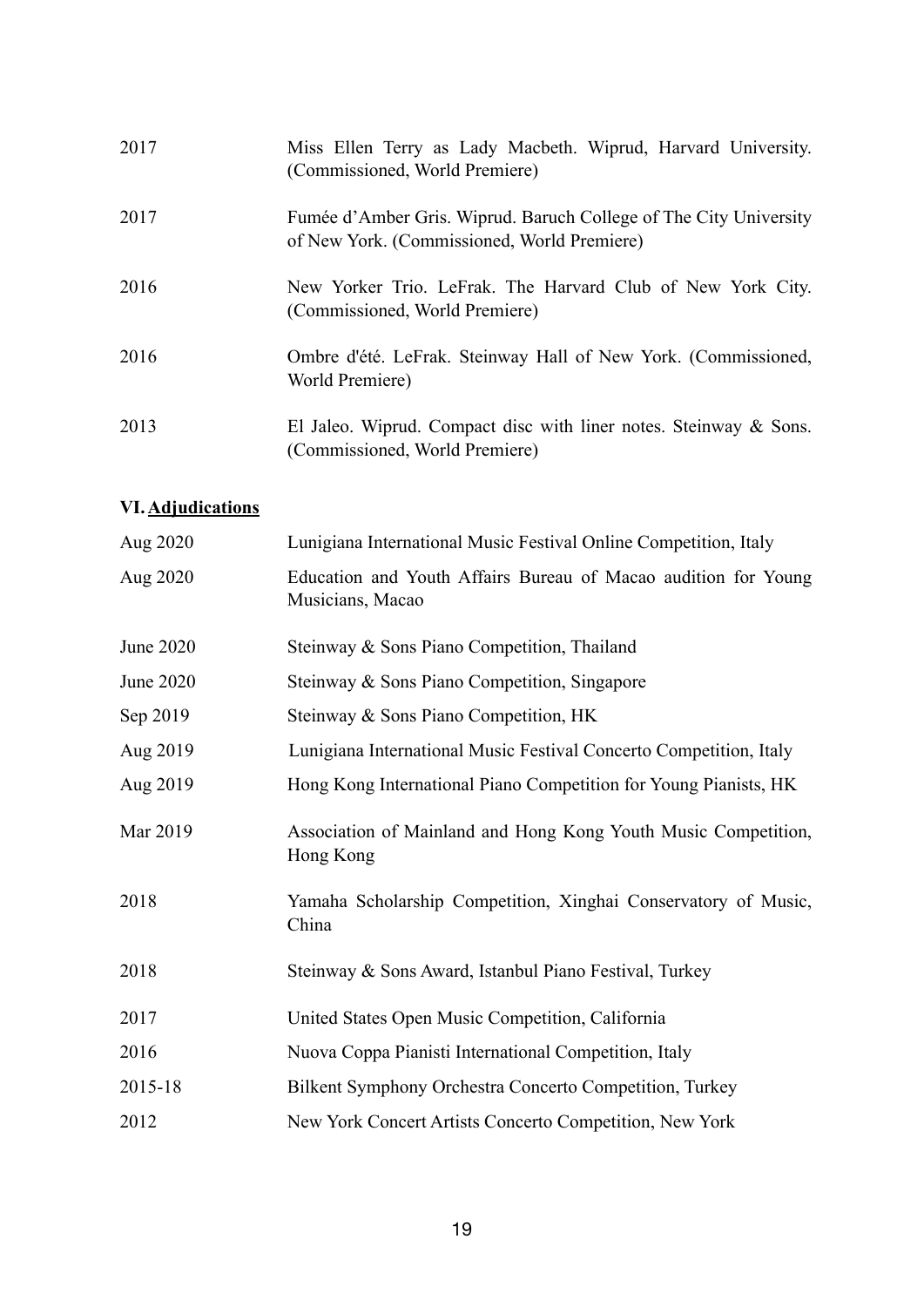| | |
|---|---|
| 2017 | Miss Ellen Terry as Lady Macbeth. Wiprud, Harvard University. (Commissioned, World Premiere) |
| 2017 | Fumée d'Amber Gris. Wiprud. Baruch College of The City University of New York. (Commissioned, World Premiere) |
| 2016 | New Yorker Trio. LeFrak. The Harvard Club of New York City. (Commissioned, World Premiere) |
| 2016 | Ombre d'été. LeFrak. Steinway Hall of New York. (Commissioned, World Premiere) |
| 2013 | El Jaleo. Wiprud. Compact disc with liner notes. Steinway & Sons. (Commissioned, World Premiere) |

## VI. Adjudications

| | |
|---|---|
| Aug 2020 | Lunigiana International Music Festival Online Competition, Italy |
| Aug 2020 | Education and Youth Affairs Bureau of Macao audition for Young Musicians, Macao |
| June 2020 | Steinway & Sons Piano Competition, Thailand |
| June 2020 | Steinway & Sons Piano Competition, Singapore |
| Sep 2019 | Steinway & Sons Piano Competition, HK |
| Aug 2019 | Lunigiana International Music Festival Concerto Competition, Italy |
| Aug 2019 | Hong Kong International Piano Competition for Young Pianists, HK |
| Mar 2019 | Association of Mainland and Hong Kong Youth Music Competition, Hong Kong |
| 2018 | Yamaha Scholarship Competition, Xinghai Conservatory of Music, China |
| 2018 | Steinway & Sons Award, Istanbul Piano Festival, Turkey |
| 2017 | United States Open Music Competition, California |
| 2016 | Nuova Coppa Pianisti International Competition, Italy |
| 2015-18 | Bilkent Symphony Orchestra Concerto Competition, Turkey |
| 2012 | New York Concert Artists Concerto Competition, New York |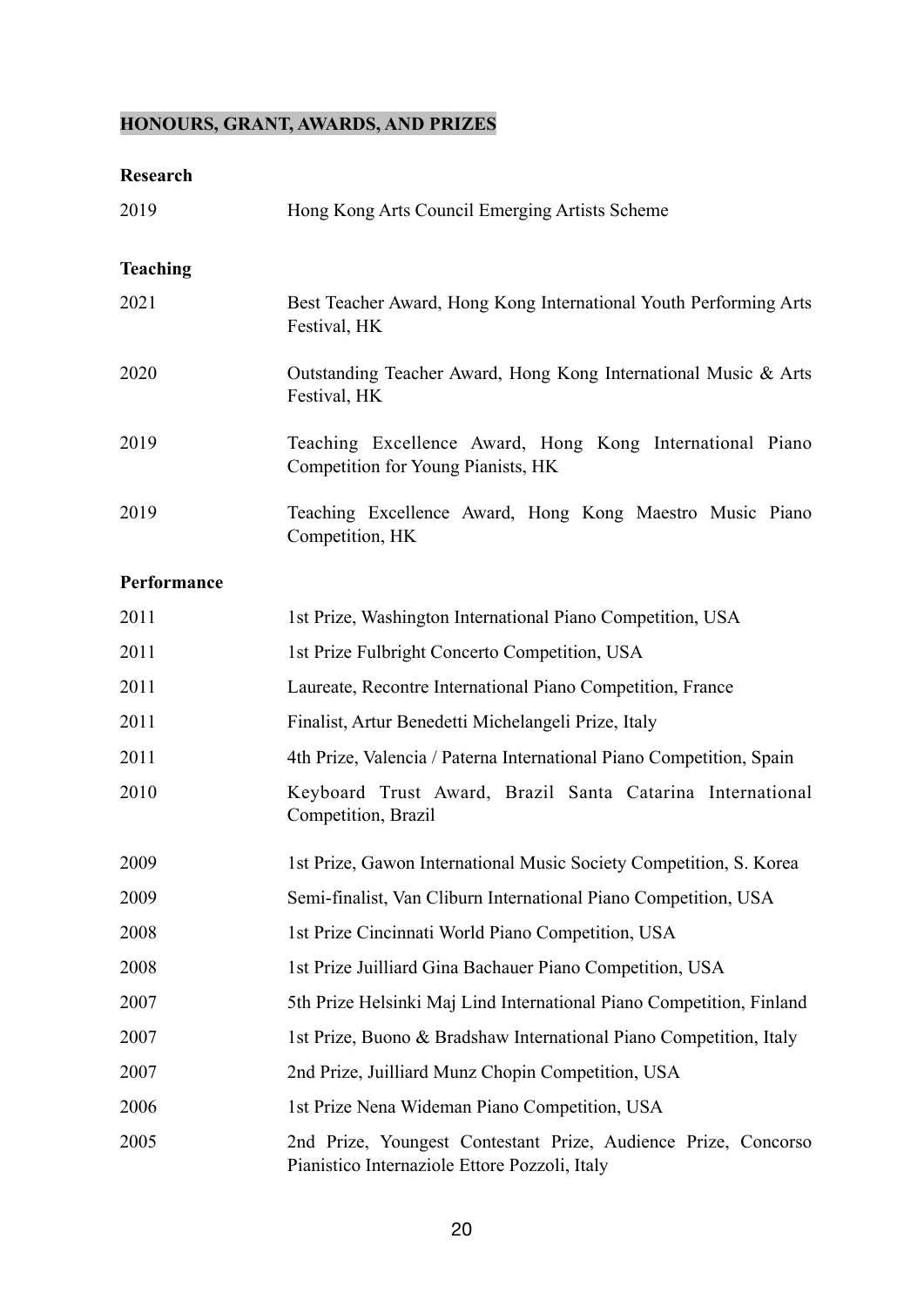## HONOURS, GRANT, AWARDS, AND PRIZES

### Research

| | |
|---|---|
| 2019 | Hong Kong Arts Council Emerging Artists Scheme |

### Teaching

| | |
|---|---|
| 2021 | Best Teacher Award, Hong Kong International Youth Performing Arts Festival, HK |
| 2020 | Outstanding Teacher Award, Hong Kong International Music & Arts Festival, HK |
| 2019 | Teaching Excellence Award, Hong Kong International Piano Competition for Young Pianists, HK |
| 2019 | Teaching Excellence Award, Hong Kong Maestro Music Piano Competition, HK |

### Performance

| | |
|---|---|
| 2011 | 1st Prize, Washington International Piano Competition, USA |
| 2011 | 1st Prize Fulbright Concerto Competition, USA |
| 2011 | Laureate, Recontre International Piano Competition, France |
| 2011 | Finalist, Artur Benedetti Michelangeli Prize, Italy |
| 2011 | 4th Prize, Valencia / Paterna International Piano Competition, Spain |
| 2010 | Keyboard Trust Award, Brazil Santa Catarina International Competition, Brazil |
| 2009 | 1st Prize, Gawon International Music Society Competition, S. Korea |
| 2009 | Semi-finalist, Van Cliburn International Piano Competition, USA |
| 2008 | 1st Prize Cincinnati World Piano Competition, USA |
| 2008 | 1st Prize Juilliard Gina Bachauer Piano Competition, USA |
| 2007 | 5th Prize Helsinki Maj Lind International Piano Competition, Finland |
| 2007 | 1st Prize, Buono & Bradshaw International Piano Competition, Italy |
| 2007 | 2nd Prize, Juilliard Munz Chopin Competition, USA |
| 2006 | 1st Prize Nena Wideman Piano Competition, USA |
| 2005 | 2nd Prize, Youngest Contestant Prize, Audience Prize, Concorso Pianistico Internaziole Ettore Pozzoli, Italy |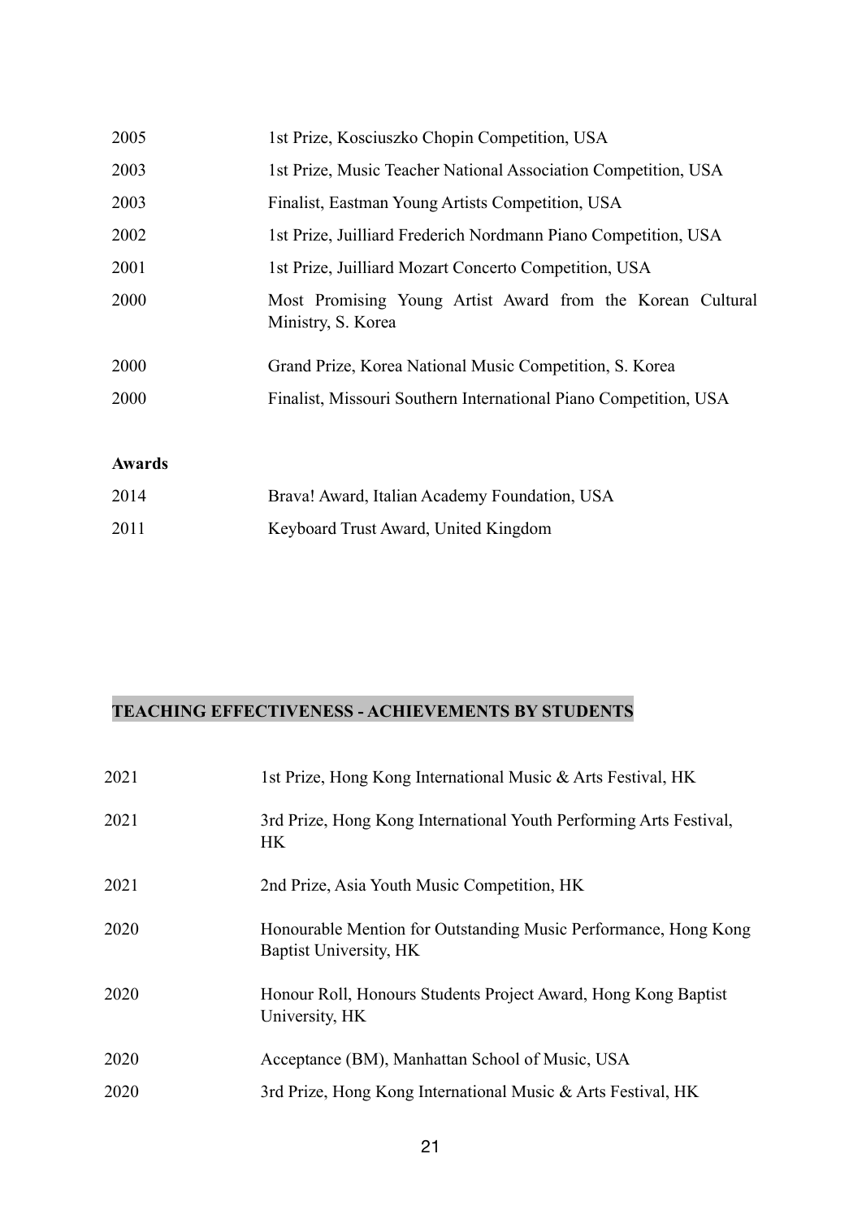| | |
|---|---|
| 2005 | 1st Prize, Kosciuszko Chopin Competition, USA |
| 2003 | 1st Prize, Music Teacher National Association Competition, USA |
| 2003 | Finalist, Eastman Young Artists Competition, USA |
| 2002 | 1st Prize, Juilliard Frederich Nordmann Piano Competition, USA |
| 2001 | 1st Prize, Juilliard Mozart Concerto Competition, USA |
| 2000 | Most Promising Young Artist Award from the Korean Cultural Ministry, S. Korea |
| 2000 | Grand Prize, Korea National Music Competition, S. Korea |
| 2000 | Finalist, Missouri Southern International Piano Competition, USA |

**Awards**

| | |
|---|---|
| 2014 | Brava! Award, Italian Academy Foundation, USA |
| 2011 | Keyboard Trust Award, United Kingdom |

## TEACHING EFFECTIVENESS - ACHIEVEMENTS BY STUDENTS

| | |
|---|---|
| 2021 | 1st Prize, Hong Kong International Music & Arts Festival, HK |
| 2021 | 3rd Prize, Hong Kong International Youth Performing Arts Festival, HK |
| 2021 | 2nd Prize, Asia Youth Music Competition, HK |
| 2020 | Honourable Mention for Outstanding Music Performance, Hong Kong Baptist University, HK |
| 2020 | Honour Roll, Honours Students Project Award, Hong Kong Baptist University, HK |
| 2020 | Acceptance (BM), Manhattan School of Music, USA |
| 2020 | 3rd Prize, Hong Kong International Music & Arts Festival, HK |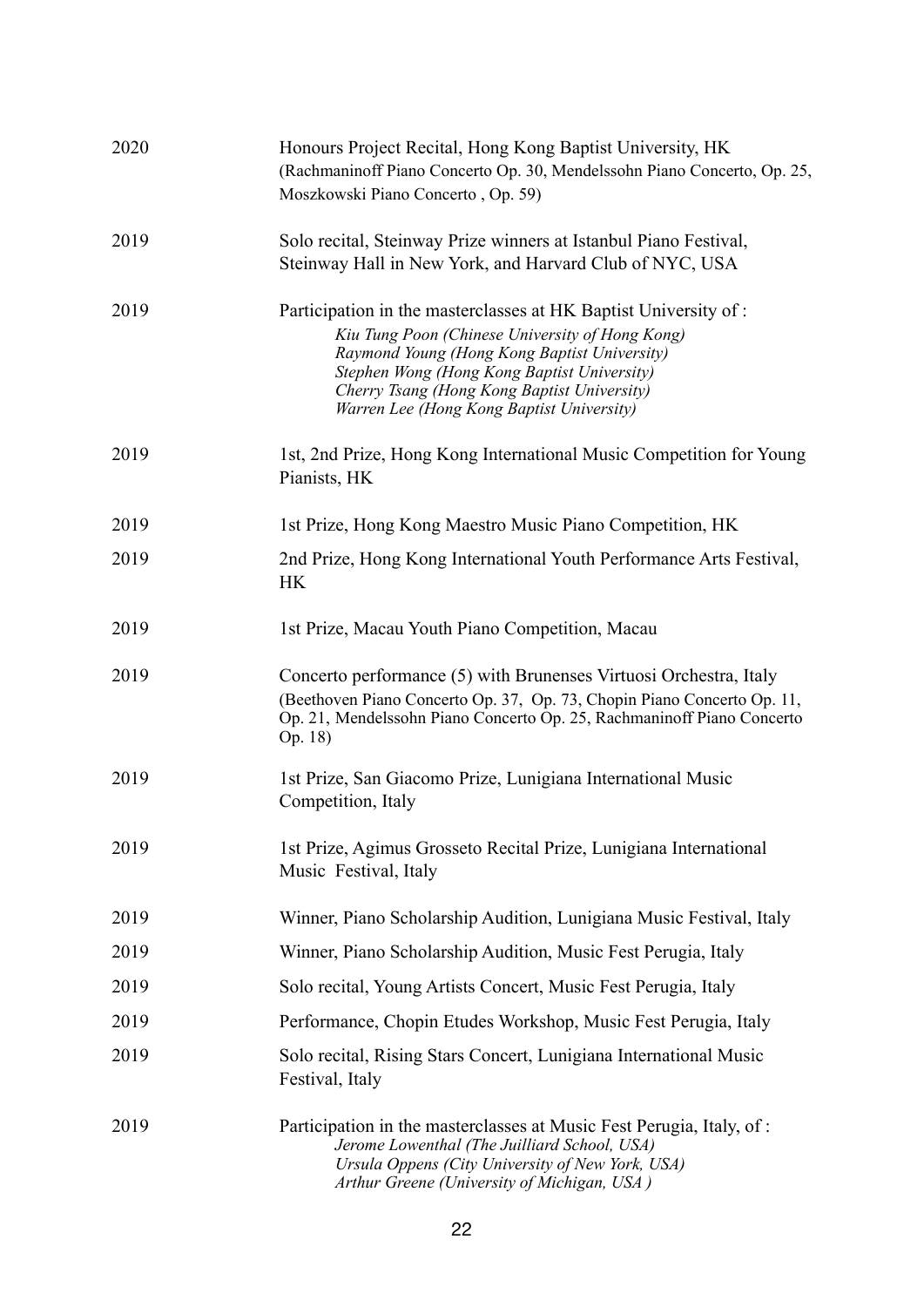| | |
|---|---|
| 2020 | Honours Project Recital, Hong Kong Baptist University, HK<br>(Rachmaninoff Piano Concerto Op. 30, Mendelssohn Piano Concerto, Op. 25, Moszkowski Piano Concerto , Op. 59) |
| 2019 | Solo recital, Steinway Prize winners at Istanbul Piano Festival, Steinway Hall in New York, and Harvard Club of NYC, USA |
| 2019 | Participation in the masterclasses at HK Baptist University of :<br>*Kiu Tung Poon (Chinese University of Hong Kong)*<br>*Raymond Young (Hong Kong Baptist University)*<br>*Stephen Wong (Hong Kong Baptist University)*<br>*Cherry Tsang (Hong Kong Baptist University)*<br>*Warren Lee (Hong Kong Baptist University)* |
| 2019 | 1st, 2nd Prize, Hong Kong International Music Competition for Young Pianists, HK |
| 2019 | 1st Prize, Hong Kong Maestro Music Piano Competition, HK |
| 2019 | 2nd Prize, Hong Kong International Youth Performance Arts Festival, HK |
| 2019 | 1st Prize, Macau Youth Piano Competition, Macau |
| 2019 | Concerto performance (5) with Brunenses Virtuosi Orchestra, Italy<br>(Beethoven Piano Concerto Op. 37, Op. 73, Chopin Piano Concerto Op. 11, Op. 21, Mendelssohn Piano Concerto Op. 25, Rachmaninoff Piano Concerto Op. 18) |
| 2019 | 1st Prize, San Giacomo Prize, Lunigiana International Music Competition, Italy |
| 2019 | 1st Prize, Agimus Grosseto Recital Prize, Lunigiana International Music Festival, Italy |
| 2019 | Winner, Piano Scholarship Audition, Lunigiana Music Festival, Italy |
| 2019 | Winner, Piano Scholarship Audition, Music Fest Perugia, Italy |
| 2019 | Solo recital, Young Artists Concert, Music Fest Perugia, Italy |
| 2019 | Performance, Chopin Etudes Workshop, Music Fest Perugia, Italy |
| 2019 | Solo recital, Rising Stars Concert, Lunigiana International Music Festival, Italy |
| 2019 | Participation in the masterclasses at Music Fest Perugia, Italy, of :<br>*Jerome Lowenthal (The Juilliard School, USA)*<br>*Ursula Oppens (City University of New York, USA)*<br>*Arthur Greene (University of Michigan, USA )* |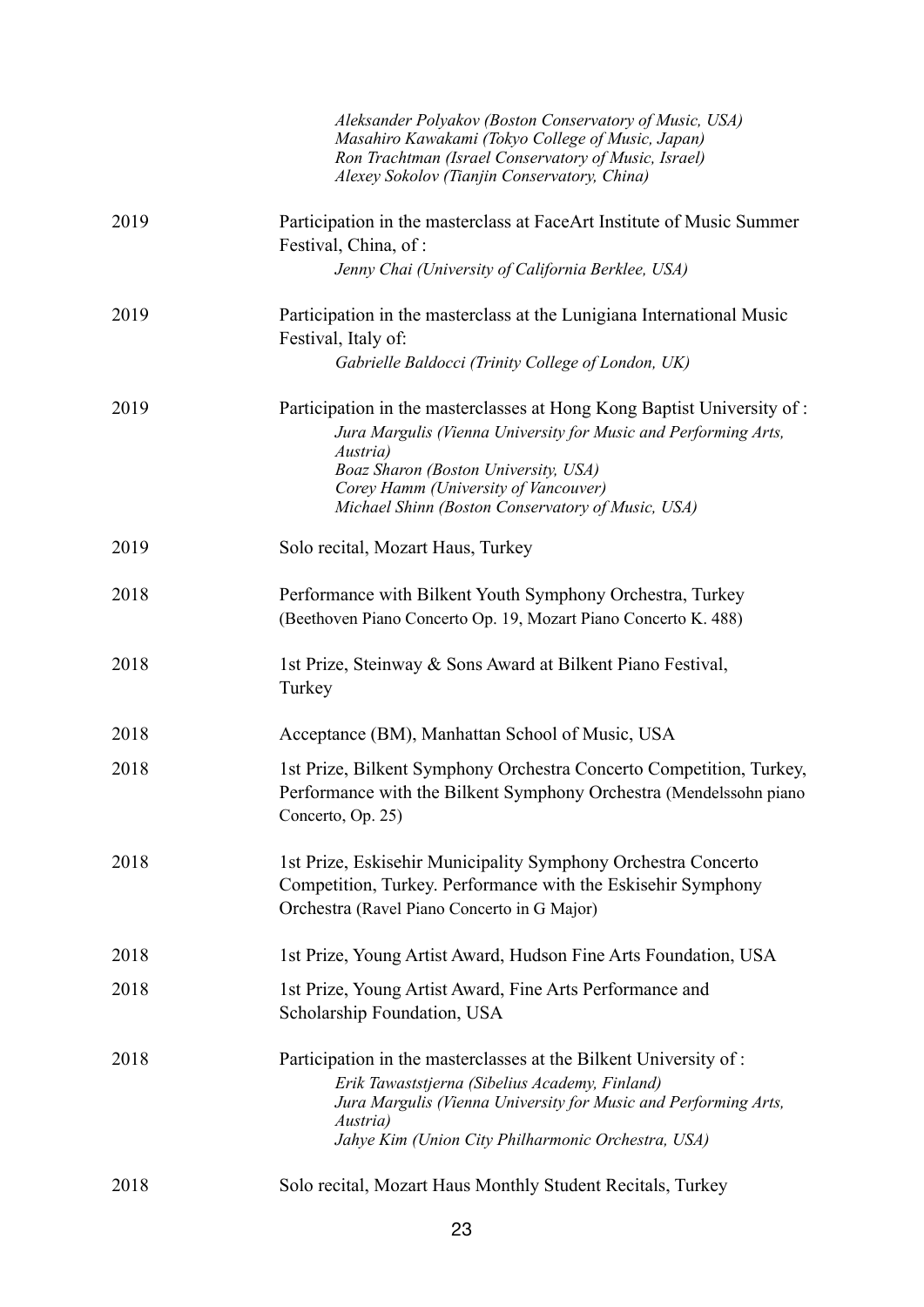*Aleksander Polyakov (Boston Conservatory of Music, USA)*
*Masahiro Kawakami (Tokyo College of Music, Japan)*
*Ron Trachtman (Israel Conservatory of Music, Israel)*
*Alexey Sokolov (Tianjin Conservatory, China)*

| | |
|---|---|
| 2019 | Participation in the masterclass at FaceArt Institute of Music Summer Festival, China, of :<br>*Jenny Chai (University of California Berklee, USA)* |
| 2019 | Participation in the masterclass at the Lunigiana International Music Festival, Italy of:<br>*Gabrielle Baldocci (Trinity College of London, UK)* |
| 2019 | Participation in the masterclasses at Hong Kong Baptist University of :<br>*Jura Margulis (Vienna University for Music and Performing Arts, Austria)*<br>*Boaz Sharon (Boston University, USA)*<br>*Corey Hamm (University of Vancouver)*<br>*Michael Shinn (Boston Conservatory of Music, USA)* |
| 2019 | Solo recital, Mozart Haus, Turkey |
| 2018 | Performance with Bilkent Youth Symphony Orchestra, Turkey (Beethoven Piano Concerto Op. 19, Mozart Piano Concerto K. 488) |
| 2018 | 1st Prize, Steinway & Sons Award at Bilkent Piano Festival, Turkey |
| 2018 | Acceptance (BM), Manhattan School of Music, USA |
| 2018 | 1st Prize, Bilkent Symphony Orchestra Concerto Competition, Turkey, Performance with the Bilkent Symphony Orchestra (Mendelssohn piano Concerto, Op. 25) |
| 2018 | 1st Prize, Eskisehir Municipality Symphony Orchestra Concerto Competition, Turkey. Performance with the Eskisehir Symphony Orchestra (Ravel Piano Concerto in G Major) |
| 2018 | 1st Prize, Young Artist Award, Hudson Fine Arts Foundation, USA |
| 2018 | 1st Prize, Young Artist Award, Fine Arts Performance and Scholarship Foundation, USA |
| 2018 | Participation in the masterclasses at the Bilkent University of :<br>*Erik Tawaststjerna (Sibelius Academy, Finland)*<br>*Jura Margulis (Vienna University for Music and Performing Arts, Austria)*<br>*Jahye Kim (Union City Philharmonic Orchestra, USA)* |
| 2018 | Solo recital, Mozart Haus Monthly Student Recitals, Turkey |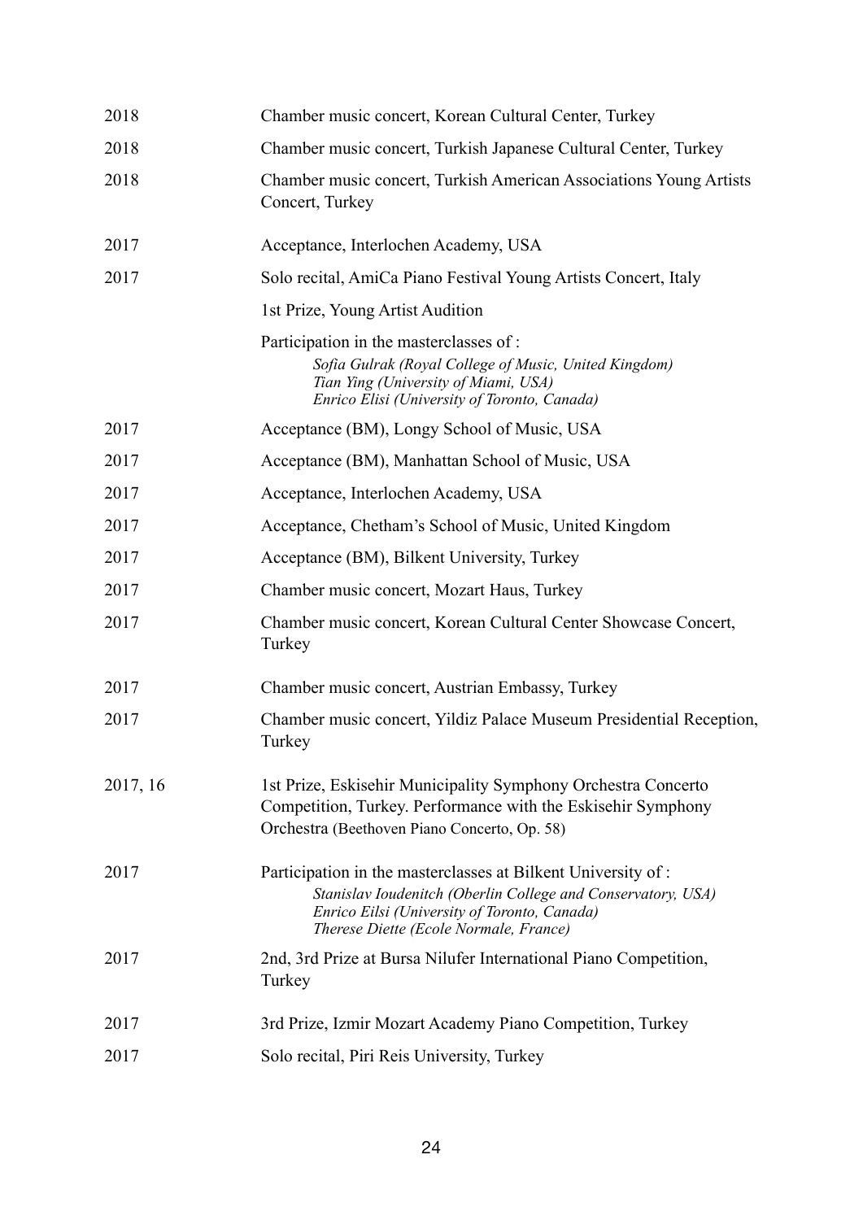| | |
|---|---|
| 2018 | Chamber music concert, Korean Cultural Center, Turkey |
| 2018 | Chamber music concert, Turkish Japanese Cultural Center, Turkey |
| 2018 | Chamber music concert, Turkish American Associations Young Artists Concert, Turkey |
| 2017 | Acceptance, Interlochen Academy, USA |
| 2017 | Solo recital, AmiCa Piano Festival Young Artists Concert, Italy |
| | 1st Prize, Young Artist Audition |
| | Participation in the masterclasses of :<br>*Sofia Gulrak (Royal College of Music, United Kingdom)*<br>*Tian Ying (University of Miami, USA)*<br>*Enrico Elisi (University of Toronto, Canada)* |
| 2017 | Acceptance (BM), Longy School of Music, USA |
| 2017 | Acceptance (BM), Manhattan School of Music, USA |
| 2017 | Acceptance, Interlochen Academy, USA |
| 2017 | Acceptance, Chetham's School of Music, United Kingdom |
| 2017 | Acceptance (BM), Bilkent University, Turkey |
| 2017 | Chamber music concert, Mozart Haus, Turkey |
| 2017 | Chamber music concert, Korean Cultural Center Showcase Concert, Turkey |
| 2017 | Chamber music concert, Austrian Embassy, Turkey |
| 2017 | Chamber music concert, Yildiz Palace Museum Presidential Reception, Turkey |
| 2017, 16 | 1st Prize, Eskisehir Municipality Symphony Orchestra Concerto Competition, Turkey. Performance with the Eskisehir Symphony Orchestra (Beethoven Piano Concerto, Op. 58) |
| 2017 | Participation in the masterclasses at Bilkent University of :<br>*Stanislav Ioudenitch (Oberlin College and Conservatory, USA)*<br>*Enrico Eilsi (University of Toronto, Canada)*<br>*Therese Diette (Ecole Normale, France)* |
| 2017 | 2nd, 3rd Prize at Bursa Nilufer International Piano Competition, Turkey |
| 2017 | 3rd Prize, Izmir Mozart Academy Piano Competition, Turkey |
| 2017 | Solo recital, Piri Reis University, Turkey |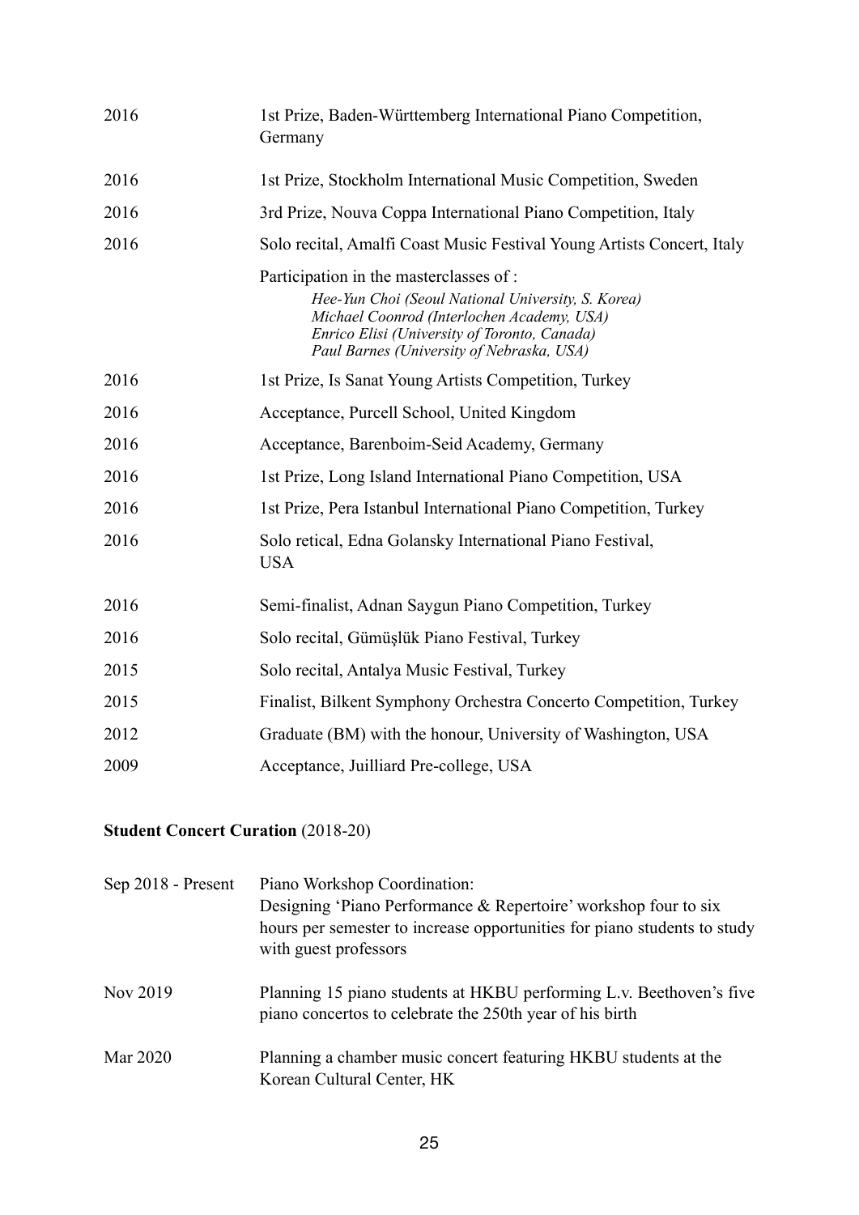| | |
|---|---|
| 2016 | 1st Prize, Baden-Württemberg International Piano Competition, Germany |
| 2016 | 1st Prize, Stockholm International Music Competition, Sweden |
| 2016 | 3rd Prize, Nouva Coppa International Piano Competition, Italy |
| 2016 | Solo recital, Amalfi Coast Music Festival Young Artists Concert, Italy |
| | Participation in the masterclasses of :<br>*Hee-Yun Choi (Seoul National University, S. Korea)*<br>*Michael Coonrod (Interlochen Academy, USA)*<br>*Enrico Elisi (University of Toronto, Canada)*<br>*Paul Barnes (University of Nebraska, USA)* |
| 2016 | 1st Prize, Is Sanat Young Artists Competition, Turkey |
| 2016 | Acceptance, Purcell School, United Kingdom |
| 2016 | Acceptance, Barenboim-Seid Academy, Germany |
| 2016 | 1st Prize, Long Island International Piano Competition, USA |
| 2016 | 1st Prize, Pera Istanbul International Piano Competition, Turkey |
| 2016 | Solo retical, Edna Golansky International Piano Festival, USA |
| 2016 | Semi-finalist, Adnan Saygun Piano Competition, Turkey |
| 2016 | Solo recital, Gümüşlük Piano Festival, Turkey |
| 2015 | Solo recital, Antalya Music Festival, Turkey |
| 2015 | Finalist, Bilkent Symphony Orchestra Concerto Competition, Turkey |
| 2012 | Graduate (BM) with the honour, University of Washington, USA |
| 2009 | Acceptance, Juilliard Pre-college, USA |

**Student Concert Curation** (2018-20)

| | |
|---|---|
| Sep 2018 - Present | Piano Workshop Coordination:<br>Designing 'Piano Performance & Repertoire' workshop four to six hours per semester to increase opportunities for piano students to study with guest professors |
| Nov 2019 | Planning 15 piano students at HKBU performing L.v. Beethoven's five piano concertos to celebrate the 250th year of his birth |
| Mar 2020 | Planning a chamber music concert featuring HKBU students at the Korean Cultural Center, HK |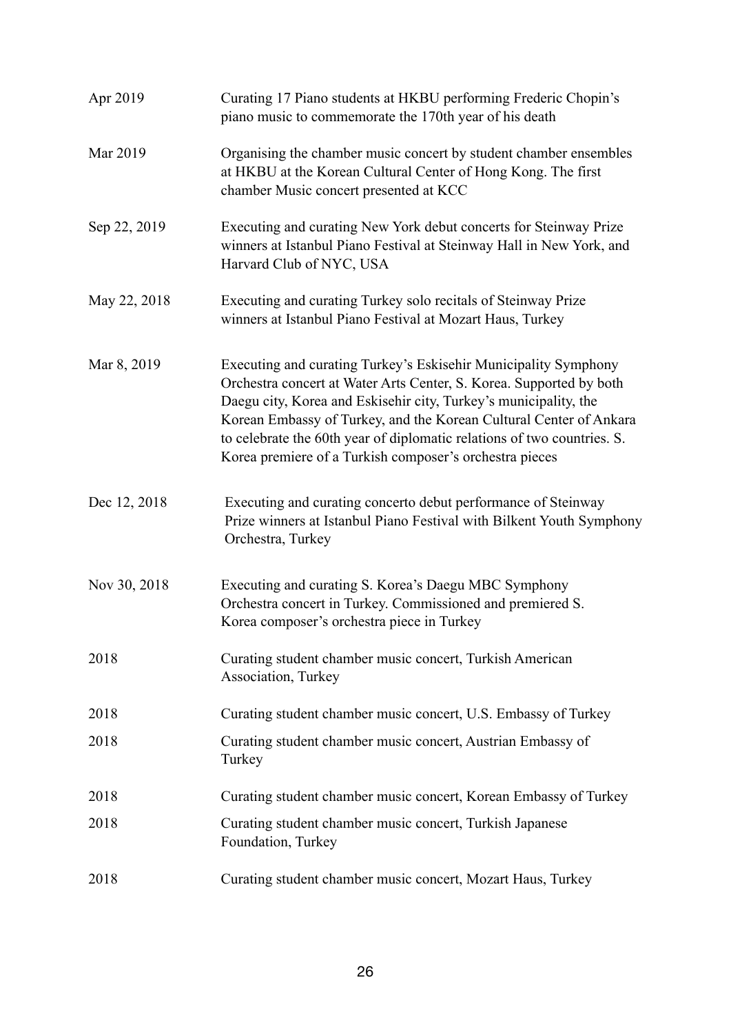| | |
|---|---|
| Apr 2019 | Curating 17 Piano students at HKBU performing Frederic Chopin's piano music to commemorate the 170th year of his death |
| Mar 2019 | Organising the chamber music concert by student chamber ensembles at HKBU at the Korean Cultural Center of Hong Kong. The first chamber Music concert presented at KCC |
| Sep 22, 2019 | Executing and curating New York debut concerts for Steinway Prize winners at Istanbul Piano Festival at Steinway Hall in New York, and Harvard Club of NYC, USA |
| May 22, 2018 | Executing and curating Turkey solo recitals of Steinway Prize winners at Istanbul Piano Festival at Mozart Haus, Turkey |
| Mar 8, 2019 | Executing and curating Turkey's Eskisehir Municipality Symphony Orchestra concert at Water Arts Center, S. Korea. Supported by both Daegu city, Korea and Eskisehir city, Turkey's municipality, the Korean Embassy of Turkey, and the Korean Cultural Center of Ankara to celebrate the 60th year of diplomatic relations of two countries. S. Korea premiere of a Turkish composer's orchestra pieces |
| Dec 12, 2018 | Executing and curating concerto debut performance of Steinway Prize winners at Istanbul Piano Festival with Bilkent Youth Symphony Orchestra, Turkey |
| Nov 30, 2018 | Executing and curating S. Korea's Daegu MBC Symphony Orchestra concert in Turkey. Commissioned and premiered S. Korea composer's orchestra piece in Turkey |
| 2018 | Curating student chamber music concert, Turkish American Association, Turkey |
| 2018 | Curating student chamber music concert, U.S. Embassy of Turkey |
| 2018 | Curating student chamber music concert, Austrian Embassy of Turkey |
| 2018 | Curating student chamber music concert, Korean Embassy of Turkey |
| 2018 | Curating student chamber music concert, Turkish Japanese Foundation, Turkey |
| 2018 | Curating student chamber music concert, Mozart Haus, Turkey |